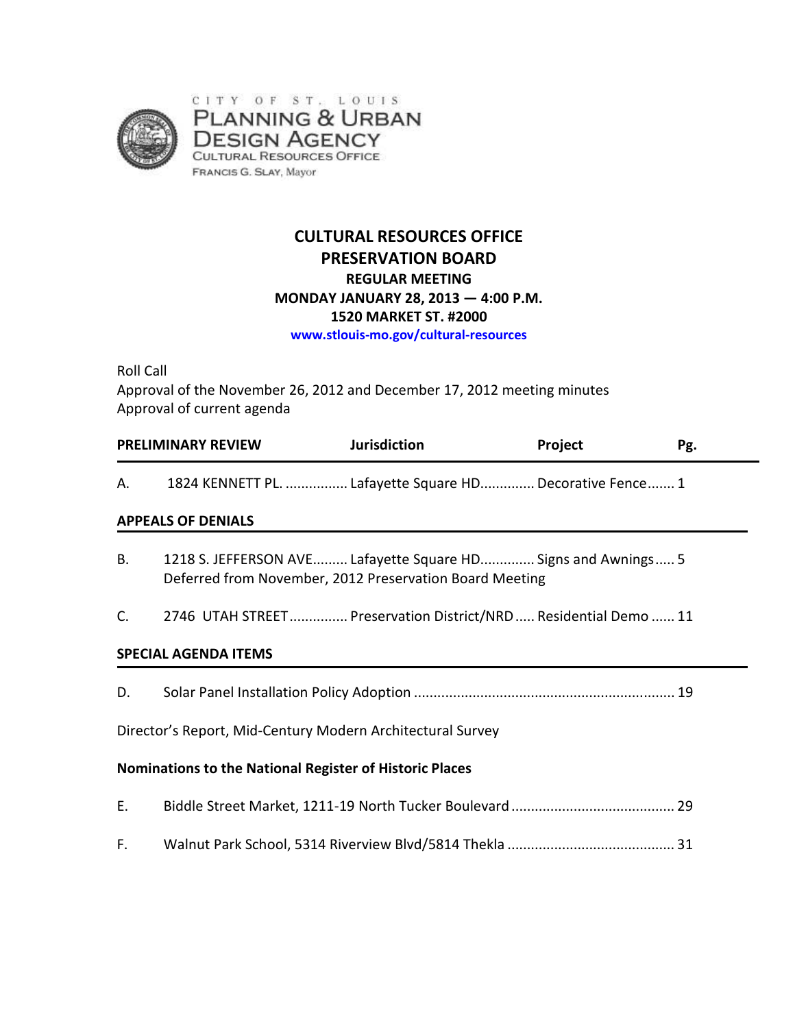CITY OF ST. LOUIS
PLANNING & URBAN DESIGN AGENCY
CULTURAL RESOURCES OFFICE
FRANCIS G. SLAY, Mayor

# CULTURAL RESOURCES OFFICE
# PRESERVATION BOARD

**REGULAR MEETING**
**MONDAY JANUARY 28, 2013 — 4:00 P.M.**
**1520 MARKET ST. #2000**
**www.stlouis-mo.gov/cultural-resources**

Roll Call
Approval of the November 26, 2012 and December 17, 2012 meeting minutes
Approval of current agenda

| PRELIMINARY REVIEW | | Jurisdiction | Project | Pg. |
|---|---|---|---|---|
| A. | 1824 KENNETT PL. | Lafayette Square HD | Decorative Fence | 1 |

**APPEALS OF DENIALS**

| | | Jurisdiction | Project | Pg. |
|---|---|---|---|---|
| B. | 1218 S. JEFFERSON AVE | Lafayette Square HD | Signs and Awnings | 5 |
| | Deferred from November, 2012 Preservation Board Meeting | | | |
| C. | 2746 UTAH STREET | Preservation District/NRD | Residential Demo | 11 |

**SPECIAL AGENDA ITEMS**

D. Solar Panel Installation Policy Adoption ........ 19

Director's Report, Mid-Century Modern Architectural Survey

**Nominations to the National Register of Historic Places**

E. Biddle Street Market, 1211-19 North Tucker Boulevard ........ 29

F. Walnut Park School, 5314 Riverview Blvd/5814 Thekla ........ 31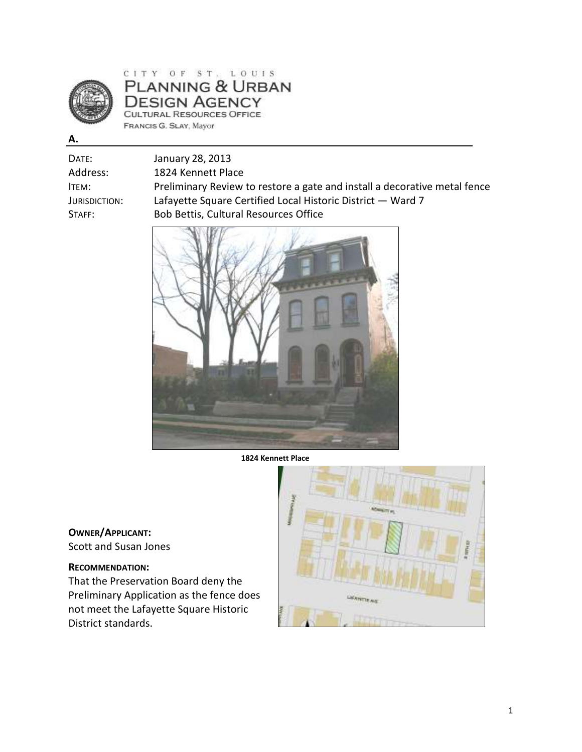CITY OF ST. LOUIS
PLANNING & URBAN DESIGN AGENCY
CULTURAL RESOURCES OFFICE
FRANCIS G. SLAY, Mayor

**A.**

| | |
|---|---|
| DATE: | January 28, 2013 |
| Address: | 1824 Kennett Place |
| ITEM: | Preliminary Review to restore a gate and install a decorative metal fence |
| JURISDICTION: | Lafayette Square Certified Local Historic District — Ward 7 |
| STAFF: | Bob Bettis, Cultural Resources Office |

**1824 Kennett Place**

**OWNER/APPLICANT:**
Scott and Susan Jones

**RECOMMENDATION:**
That the Preservation Board deny the Preliminary Application as the fence does not meet the Lafayette Square Historic District standards.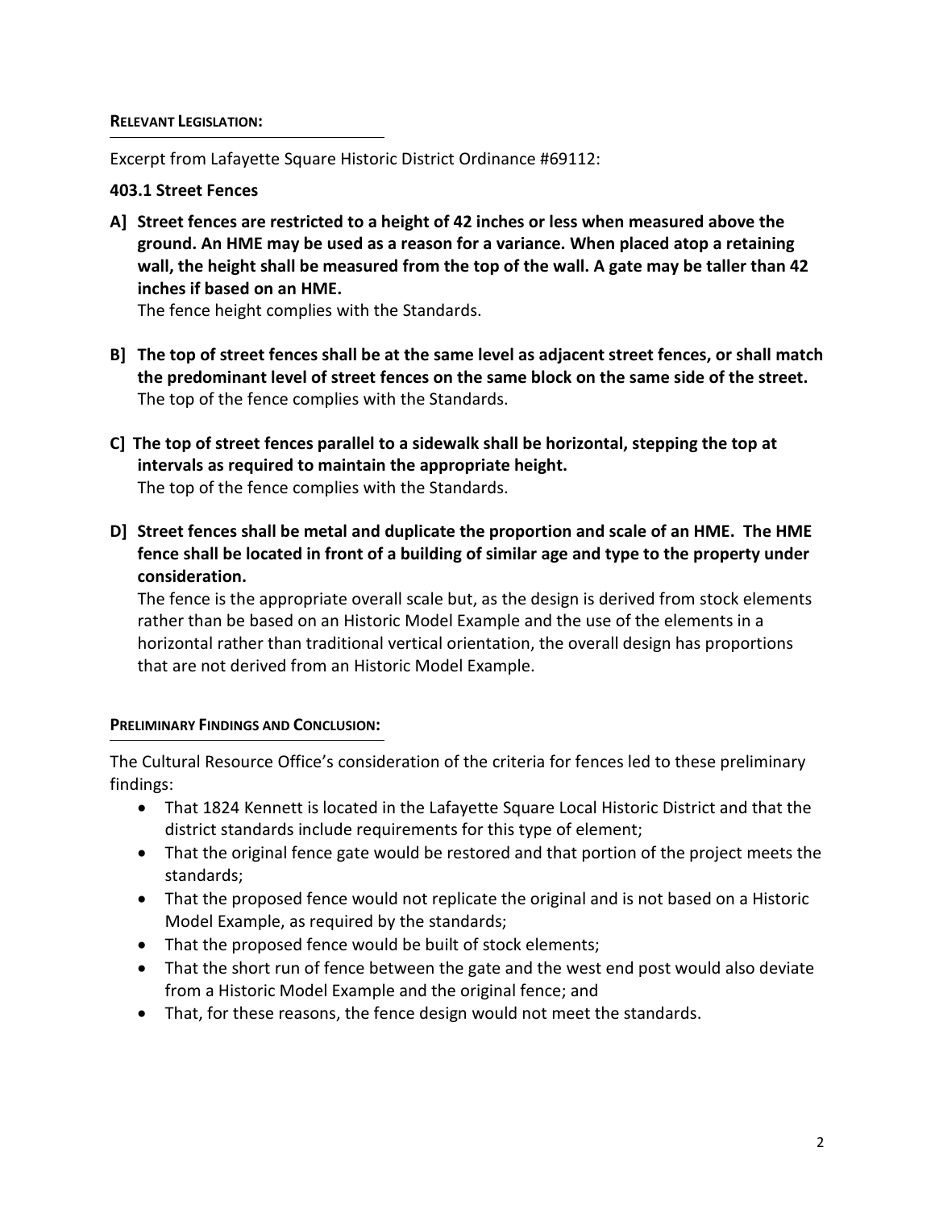**RELEVANT LEGISLATION:**

Excerpt from Lafayette Square Historic District Ordinance #69112:

**403.1 Street Fences**

**A] Street fences are restricted to a height of 42 inches or less when measured above the ground. An HME may be used as a reason for a variance. When placed atop a retaining wall, the height shall be measured from the top of the wall. A gate may be taller than 42 inches if based on an HME.**
The fence height complies with the Standards.

**B] The top of street fences shall be at the same level as adjacent street fences, or shall match the predominant level of street fences on the same block on the same side of the street.**
The top of the fence complies with the Standards.

**C] The top of street fences parallel to a sidewalk shall be horizontal, stepping the top at intervals as required to maintain the appropriate height.**
The top of the fence complies with the Standards.

**D] Street fences shall be metal and duplicate the proportion and scale of an HME. The HME fence shall be located in front of a building of similar age and type to the property under consideration.**
The fence is the appropriate overall scale but, as the design is derived from stock elements rather than be based on an Historic Model Example and the use of the elements in a horizontal rather than traditional vertical orientation, the overall design has proportions that are not derived from an Historic Model Example.

**PRELIMINARY FINDINGS AND CONCLUSION:**

The Cultural Resource Office's consideration of the criteria for fences led to these preliminary findings:

- That 1824 Kennett is located in the Lafayette Square Local Historic District and that the district standards include requirements for this type of element;
- That the original fence gate would be restored and that portion of the project meets the standards;
- That the proposed fence would not replicate the original and is not based on a Historic Model Example, as required by the standards;
- That the proposed fence would be built of stock elements;
- That the short run of fence between the gate and the west end post would also deviate from a Historic Model Example and the original fence; and
- That, for these reasons, the fence design would not meet the standards.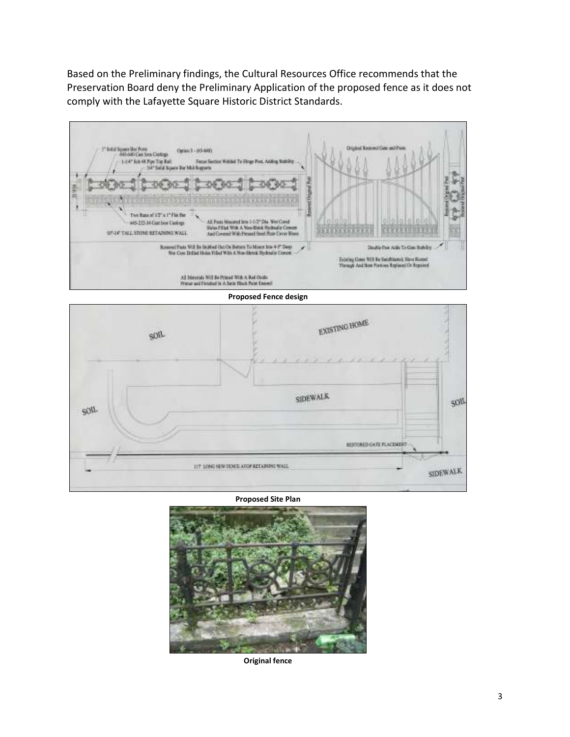Based on the Preliminary findings, the Cultural Resources Office recommends that the Preservation Board deny the Preliminary Application of the proposed fence as it does not comply with the Lafayette Square Historic District Standards.

**Proposed Fence design**

**Proposed Site Plan**

**Original fence**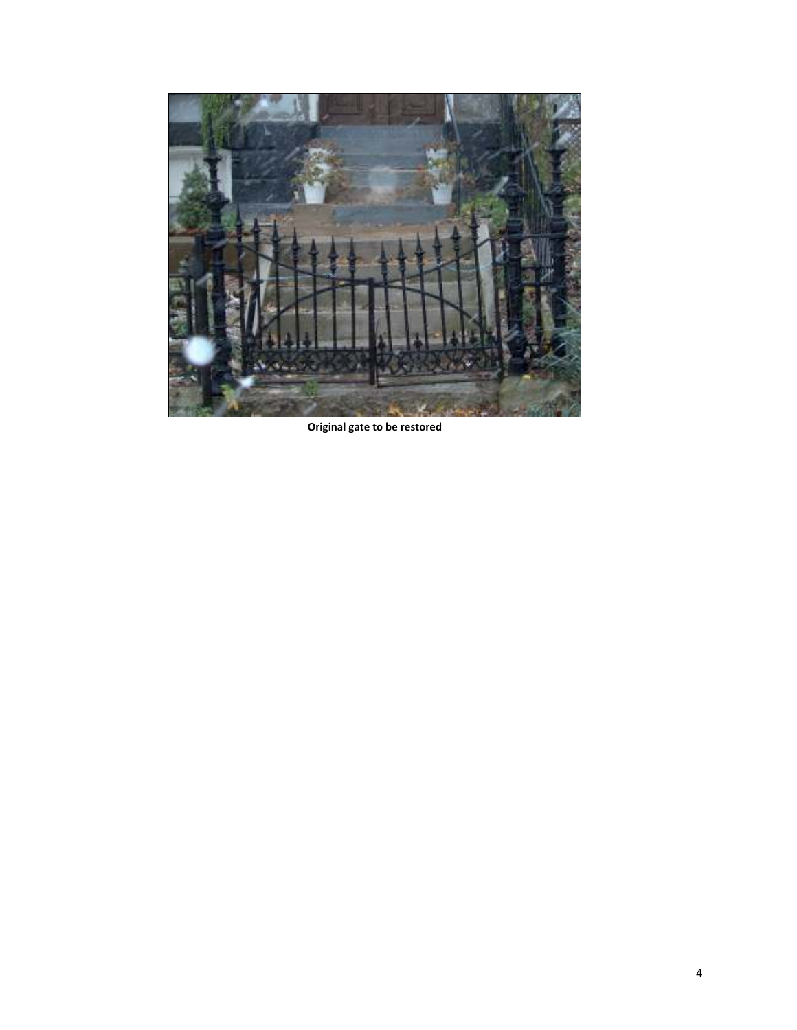**Original gate to be restored**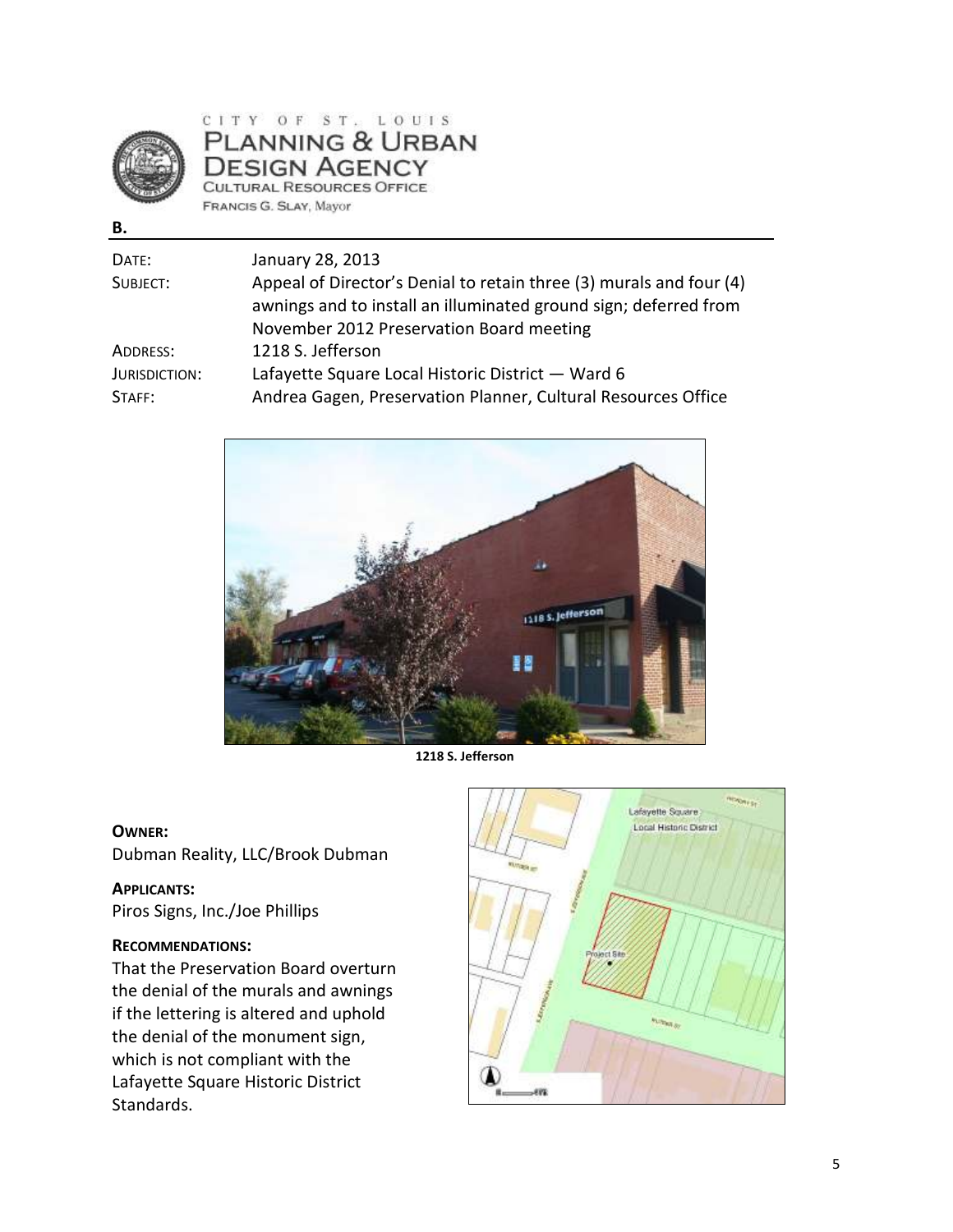CITY OF ST. LOUIS
PLANNING & URBAN DESIGN AGENCY
CULTURAL RESOURCES OFFICE
FRANCIS G. SLAY, Mayor

**B.**

| | |
|---|---|
| DATE: | January 28, 2013 |
| SUBJECT: | Appeal of Director's Denial to retain three (3) murals and four (4) awnings and to install an illuminated ground sign; deferred from November 2012 Preservation Board meeting |
| ADDRESS: | 1218 S. Jefferson |
| JURISDICTION: | Lafayette Square Local Historic District — Ward 6 |
| STAFF: | Andrea Gagen, Preservation Planner, Cultural Resources Office |

**1218 S. Jefferson**

**OWNER:**
Dubman Reality, LLC/Brook Dubman

**APPLICANTS:**
Piros Signs, Inc./Joe Phillips

**RECOMMENDATIONS:**
That the Preservation Board overturn the denial of the murals and awnings if the lettering is altered and uphold the denial of the monument sign, which is not compliant with the Lafayette Square Historic District Standards.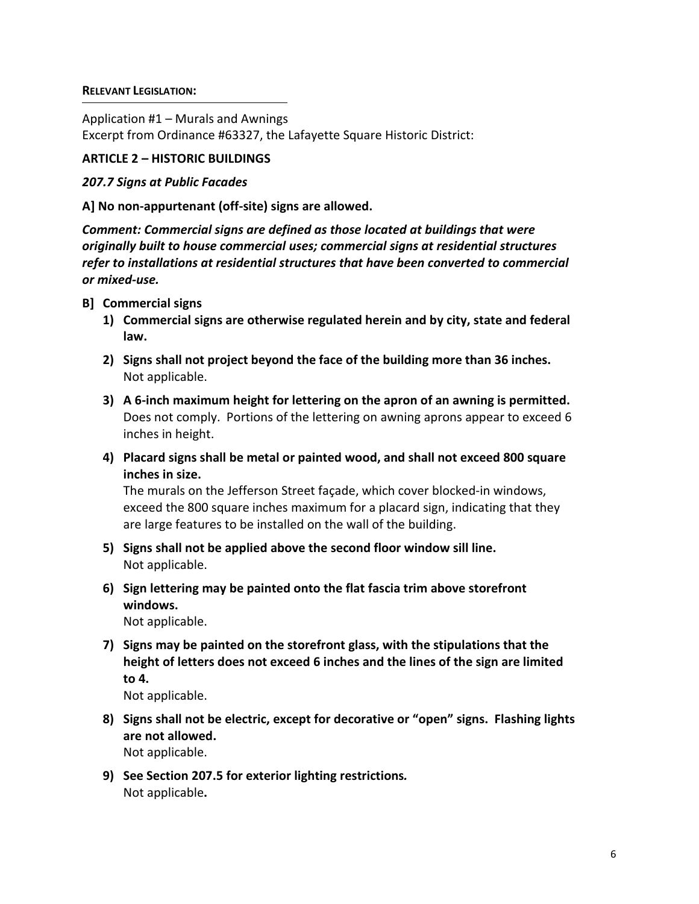**RELEVANT LEGISLATION:**

Application #1 – Murals and Awnings
Excerpt from Ordinance #63327, the Lafayette Square Historic District:

**ARTICLE 2 – HISTORIC BUILDINGS**

***207.7 Signs at Public Facades***

**A] No non-appurtenant (off-site) signs are allowed.**

***Comment: Commercial signs are defined as those located at buildings that were originally built to house commercial uses; commercial signs at residential structures refer to installations at residential structures that have been converted to commercial or mixed-use.***

**B] Commercial signs**

1) **Commercial signs are otherwise regulated herein and by city, state and federal law.**
2) **Signs shall not project beyond the face of the building more than 36 inches.**
   Not applicable.
3) **A 6-inch maximum height for lettering on the apron of an awning is permitted.**
   Does not comply. Portions of the lettering on awning aprons appear to exceed 6 inches in height.
4) **Placard signs shall be metal or painted wood, and shall not exceed 800 square inches in size.**
   The murals on the Jefferson Street façade, which cover blocked-in windows, exceed the 800 square inches maximum for a placard sign, indicating that they are large features to be installed on the wall of the building.
5) **Signs shall not be applied above the second floor window sill line.**
   Not applicable.
6) **Sign lettering may be painted onto the flat fascia trim above storefront windows.**
   Not applicable.
7) **Signs may be painted on the storefront glass, with the stipulations that the height of letters does not exceed 6 inches and the lines of the sign are limited to 4.**
   Not applicable.
8) **Signs shall not be electric, except for decorative or "open" signs. Flashing lights are not allowed.**
   Not applicable.
9) **See Section 207.5 for exterior lighting restrictions.**
   Not applicable**.**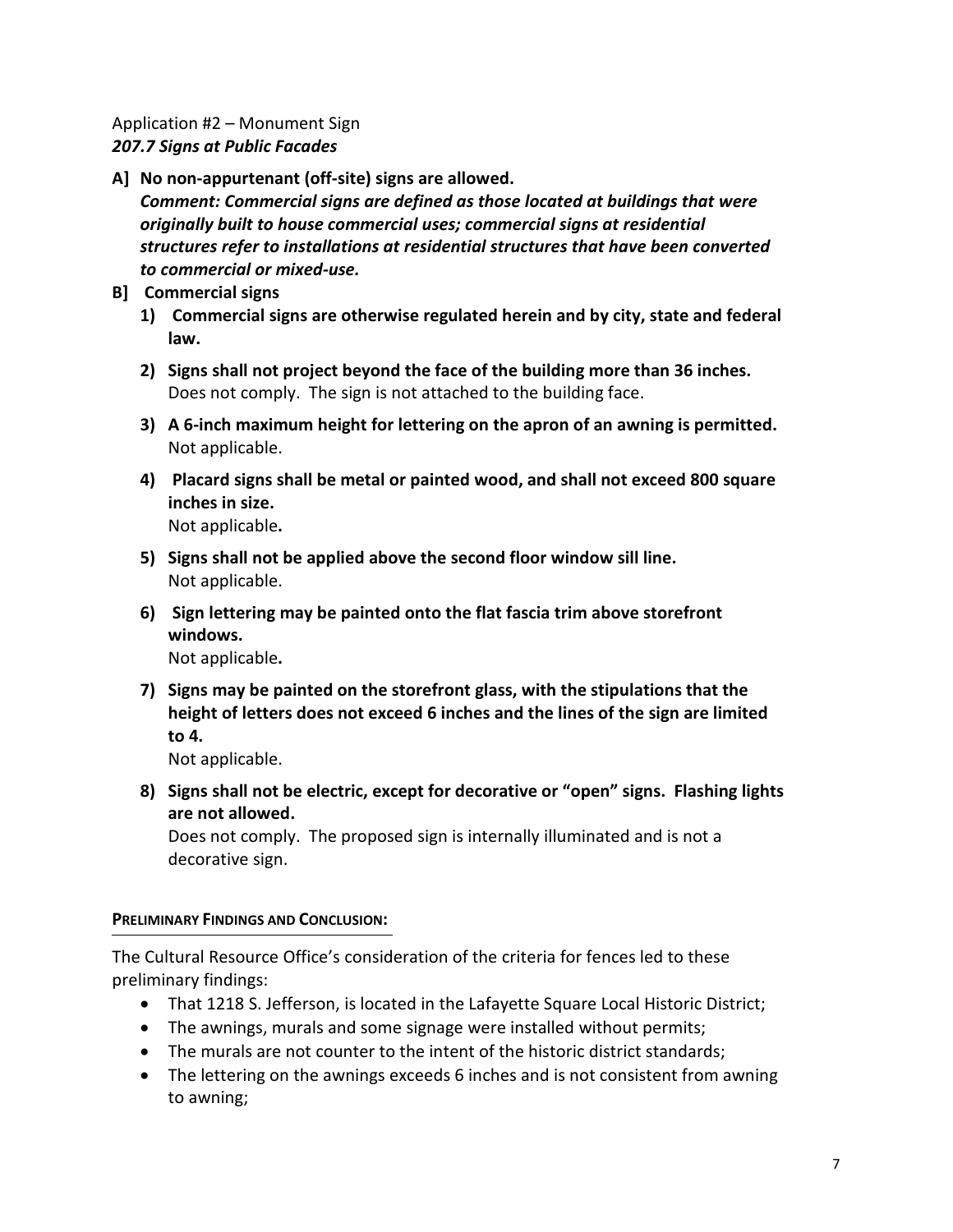Application #2 – Monument Sign
***207.7 Signs at Public Facades***

**A] No non-appurtenant (off-site) signs are allowed.**
***Comment: Commercial signs are defined as those located at buildings that were originally built to house commercial uses; commercial signs at residential structures refer to installations at residential structures that have been converted to commercial or mixed-use.***

**B] Commercial signs**

1) **Commercial signs are otherwise regulated herein and by city, state and federal law.**

2) **Signs shall not project beyond the face of the building more than 36 inches.**
Does not comply. The sign is not attached to the building face.

3) **A 6-inch maximum height for lettering on the apron of an awning is permitted.**
Not applicable.

4) **Placard signs shall be metal or painted wood, and shall not exceed 800 square inches in size.**
Not applicable**.**

5) **Signs shall not be applied above the second floor window sill line.**
Not applicable.

6) **Sign lettering may be painted onto the flat fascia trim above storefront windows.**
Not applicable**.**

7) **Signs may be painted on the storefront glass, with the stipulations that the height of letters does not exceed 6 inches and the lines of the sign are limited to 4.**
Not applicable.

8) **Signs shall not be electric, except for decorative or "open" signs. Flashing lights are not allowed.**
Does not comply. The proposed sign is internally illuminated and is not a decorative sign.

**PRELIMINARY FINDINGS AND CONCLUSION:**

The Cultural Resource Office's consideration of the criteria for fences led to these preliminary findings:

- That 1218 S. Jefferson, is located in the Lafayette Square Local Historic District;
- The awnings, murals and some signage were installed without permits;
- The murals are not counter to the intent of the historic district standards;
- The lettering on the awnings exceeds 6 inches and is not consistent from awning to awning;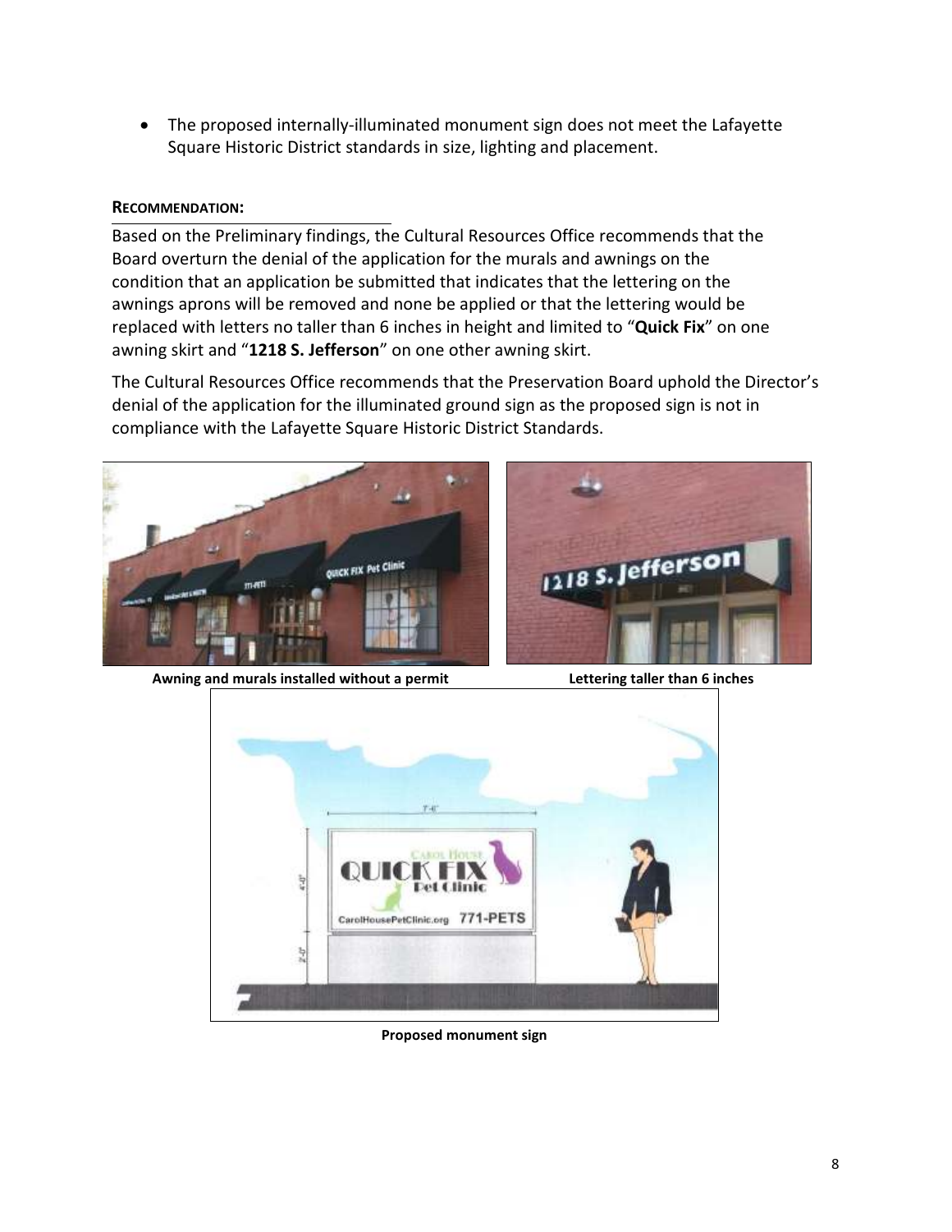- The proposed internally-illuminated monument sign does not meet the Lafayette Square Historic District standards in size, lighting and placement.

**RECOMMENDATION:**

Based on the Preliminary findings, the Cultural Resources Office recommends that the Board overturn the denial of the application for the murals and awnings on the condition that an application be submitted that indicates that the lettering on the awnings aprons will be removed and none be applied or that the lettering would be replaced with letters no taller than 6 inches in height and limited to "**Quick Fix**" on one awning skirt and "**1218 S. Jefferson**" on one other awning skirt.

The Cultural Resources Office recommends that the Preservation Board uphold the Director's denial of the application for the illuminated ground sign as the proposed sign is not in compliance with the Lafayette Square Historic District Standards.

**Awning and murals installed without a permit**

**Lettering taller than 6 inches**

**Proposed monument sign**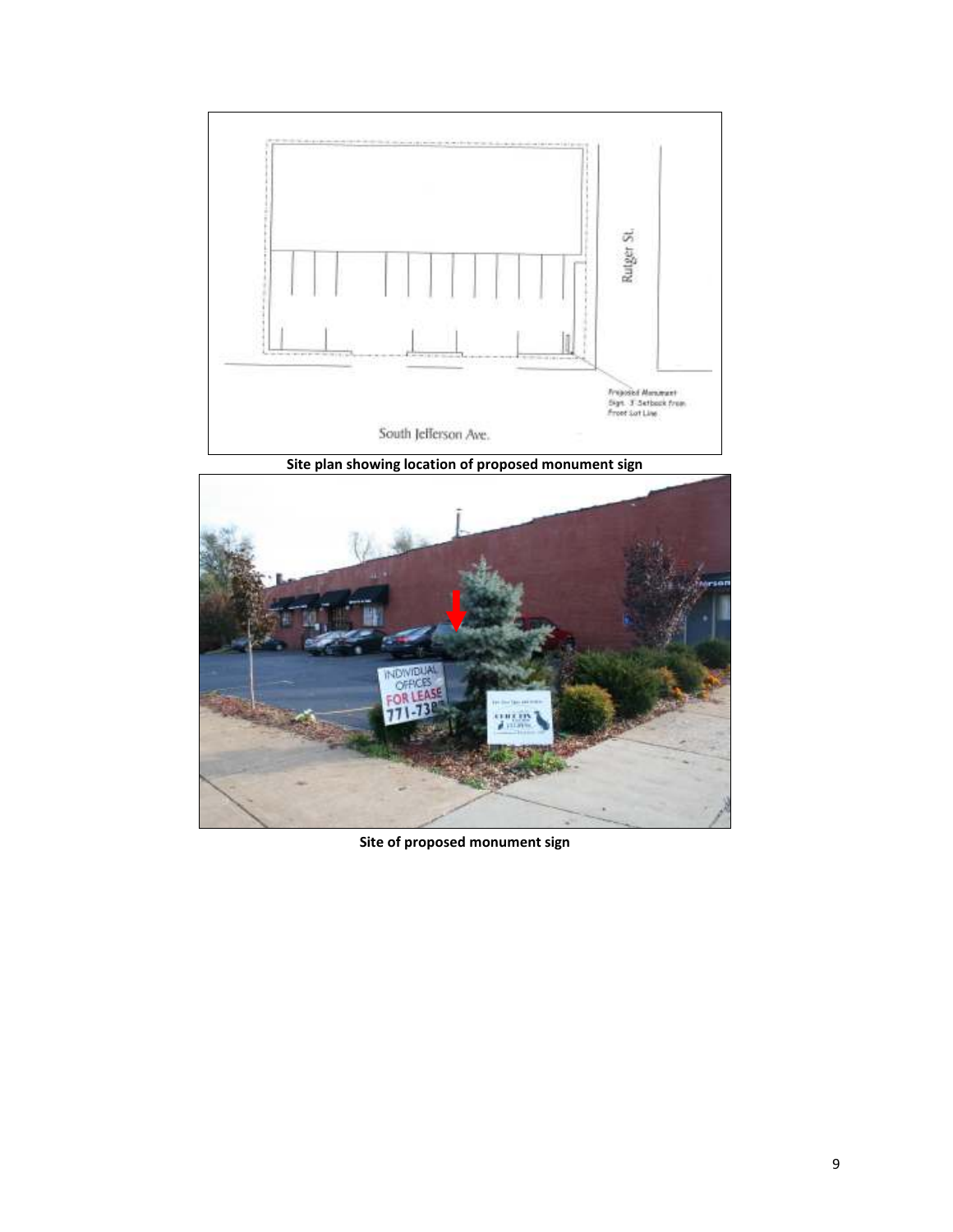Site plan showing location of proposed monument sign

Site of proposed monument sign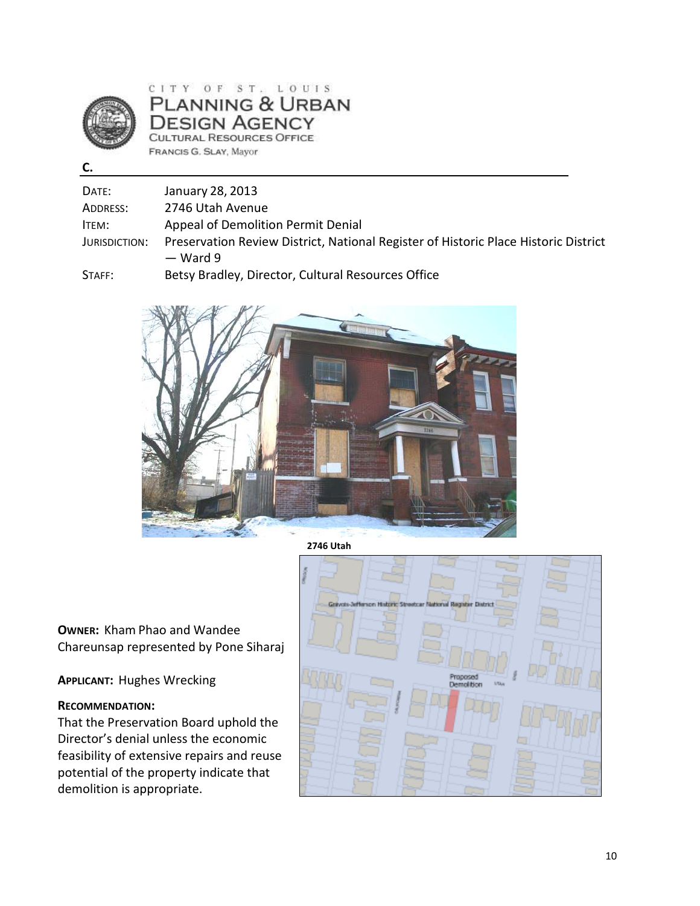CITY OF ST. LOUIS
PLANNING & URBAN DESIGN AGENCY
CULTURAL RESOURCES OFFICE
FRANCIS G. SLAY, Mayor

**C.**

| | |
|---|---|
| DATE: | January 28, 2013 |
| ADDRESS: | 2746 Utah Avenue |
| ITEM: | Appeal of Demolition Permit Denial |
| JURISDICTION: | Preservation Review District, National Register of Historic Place Historic District — Ward 9 |
| STAFF: | Betsy Bradley, Director, Cultural Resources Office |

**2746 Utah**

**OWNER:** Kham Phao and Wandee Chareunsap represented by Pone Siharaj

**APPLICANT:** Hughes Wrecking

**RECOMMENDATION:**
That the Preservation Board uphold the Director's denial unless the economic feasibility of extensive repairs and reuse potential of the property indicate that demolition is appropriate.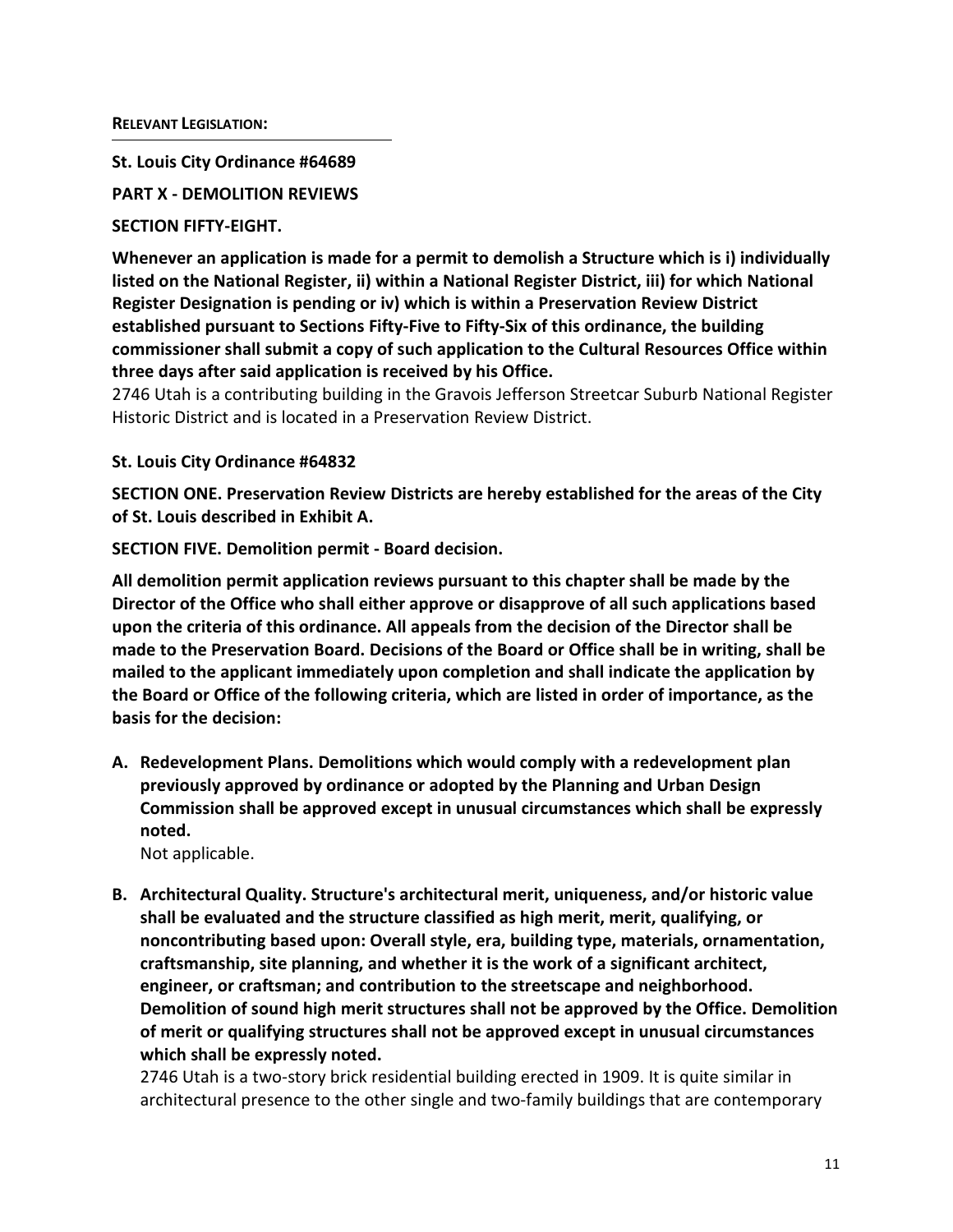**RELEVANT LEGISLATION:**

**St. Louis City Ordinance #64689**

**PART X - DEMOLITION REVIEWS**

**SECTION FIFTY-EIGHT.**

**Whenever an application is made for a permit to demolish a Structure which is i) individually listed on the National Register, ii) within a National Register District, iii) for which National Register Designation is pending or iv) which is within a Preservation Review District established pursuant to Sections Fifty-Five to Fifty-Six of this ordinance, the building commissioner shall submit a copy of such application to the Cultural Resources Office within three days after said application is received by his Office.**

2746 Utah is a contributing building in the Gravois Jefferson Streetcar Suburb National Register Historic District and is located in a Preservation Review District.

**St. Louis City Ordinance #64832**

**SECTION ONE. Preservation Review Districts are hereby established for the areas of the City of St. Louis described in Exhibit A.**

**SECTION FIVE. Demolition permit - Board decision.**

**All demolition permit application reviews pursuant to this chapter shall be made by the Director of the Office who shall either approve or disapprove of all such applications based upon the criteria of this ordinance. All appeals from the decision of the Director shall be made to the Preservation Board. Decisions of the Board or Office shall be in writing, shall be mailed to the applicant immediately upon completion and shall indicate the application by the Board or Office of the following criteria, which are listed in order of importance, as the basis for the decision:**

A. **Redevelopment Plans. Demolitions which would comply with a redevelopment plan previously approved by ordinance or adopted by the Planning and Urban Design Commission shall be approved except in unusual circumstances which shall be expressly noted.**

   Not applicable.

B. **Architectural Quality. Structure's architectural merit, uniqueness, and/or historic value shall be evaluated and the structure classified as high merit, merit, qualifying, or noncontributing based upon: Overall style, era, building type, materials, ornamentation, craftsmanship, site planning, and whether it is the work of a significant architect, engineer, or craftsman; and contribution to the streetscape and neighborhood. Demolition of sound high merit structures shall not be approved by the Office. Demolition of merit or qualifying structures shall not be approved except in unusual circumstances which shall be expressly noted.**

   2746 Utah is a two-story brick residential building erected in 1909. It is quite similar in architectural presence to the other single and two-family buildings that are contemporary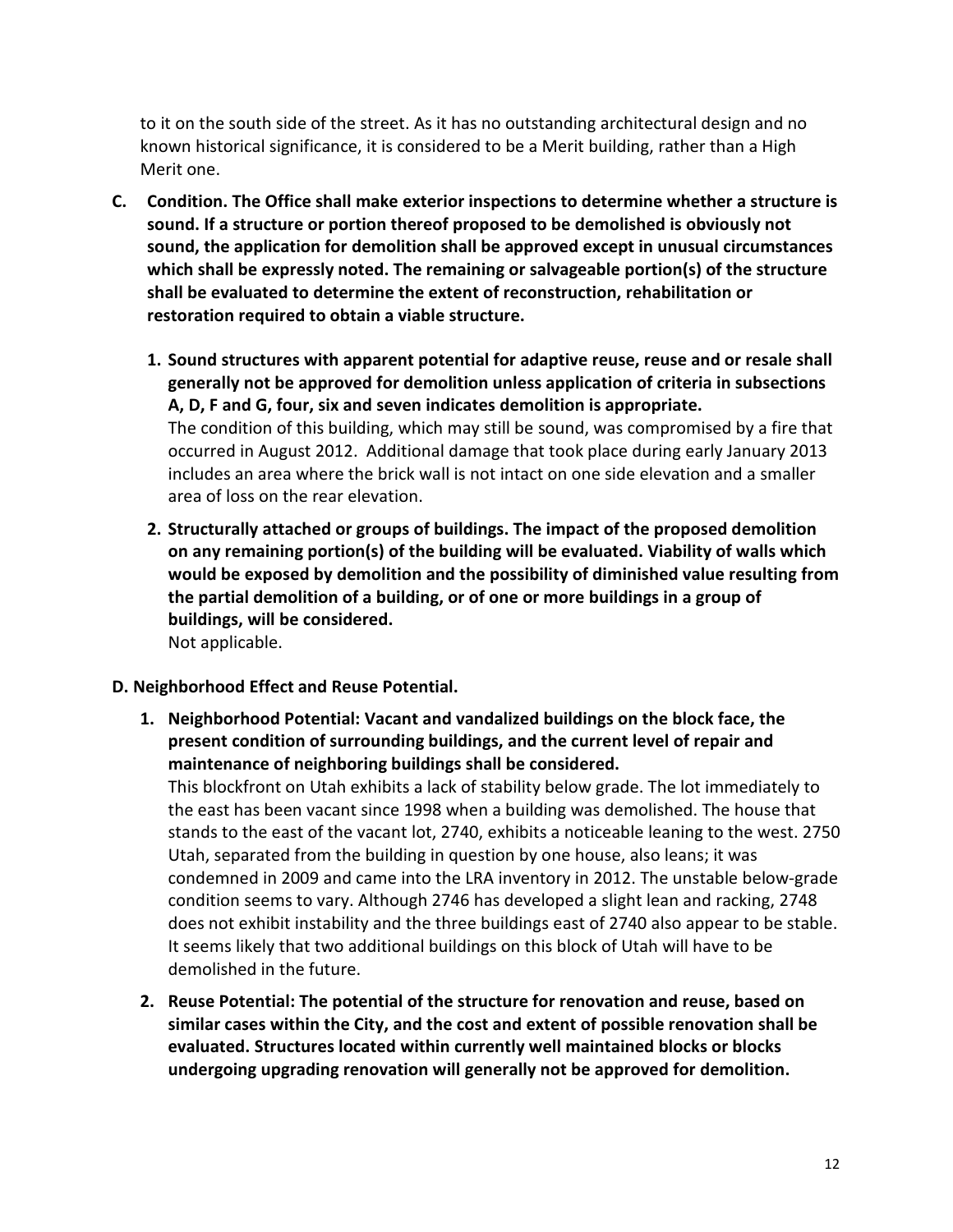to it on the south side of the street. As it has no outstanding architectural design and no known historical significance, it is considered to be a Merit building, rather than a High Merit one.

**C. Condition. The Office shall make exterior inspections to determine whether a structure is sound. If a structure or portion thereof proposed to be demolished is obviously not sound, the application for demolition shall be approved except in unusual circumstances which shall be expressly noted. The remaining or salvageable portion(s) of the structure shall be evaluated to determine the extent of reconstruction, rehabilitation or restoration required to obtain a viable structure.**

1. **Sound structures with apparent potential for adaptive reuse, reuse and or resale shall generally not be approved for demolition unless application of criteria in subsections A, D, F and G, four, six and seven indicates demolition is appropriate.**
   The condition of this building, which may still be sound, was compromised by a fire that occurred in August 2012. Additional damage that took place during early January 2013 includes an area where the brick wall is not intact on one side elevation and a smaller area of loss on the rear elevation.

2. **Structurally attached or groups of buildings. The impact of the proposed demolition on any remaining portion(s) of the building will be evaluated. Viability of walls which would be exposed by demolition and the possibility of diminished value resulting from the partial demolition of a building, or of one or more buildings in a group of buildings, will be considered.**
   Not applicable.

**D. Neighborhood Effect and Reuse Potential.**

1. **Neighborhood Potential: Vacant and vandalized buildings on the block face, the present condition of surrounding buildings, and the current level of repair and maintenance of neighboring buildings shall be considered.**
   This blockfront on Utah exhibits a lack of stability below grade. The lot immediately to the east has been vacant since 1998 when a building was demolished. The house that stands to the east of the vacant lot, 2740, exhibits a noticeable leaning to the west. 2750 Utah, separated from the building in question by one house, also leans; it was condemned in 2009 and came into the LRA inventory in 2012. The unstable below-grade condition seems to vary. Although 2746 has developed a slight lean and racking, 2748 does not exhibit instability and the three buildings east of 2740 also appear to be stable. It seems likely that two additional buildings on this block of Utah will have to be demolished in the future.

2. **Reuse Potential: The potential of the structure for renovation and reuse, based on similar cases within the City, and the cost and extent of possible renovation shall be evaluated. Structures located within currently well maintained blocks or blocks undergoing upgrading renovation will generally not be approved for demolition.**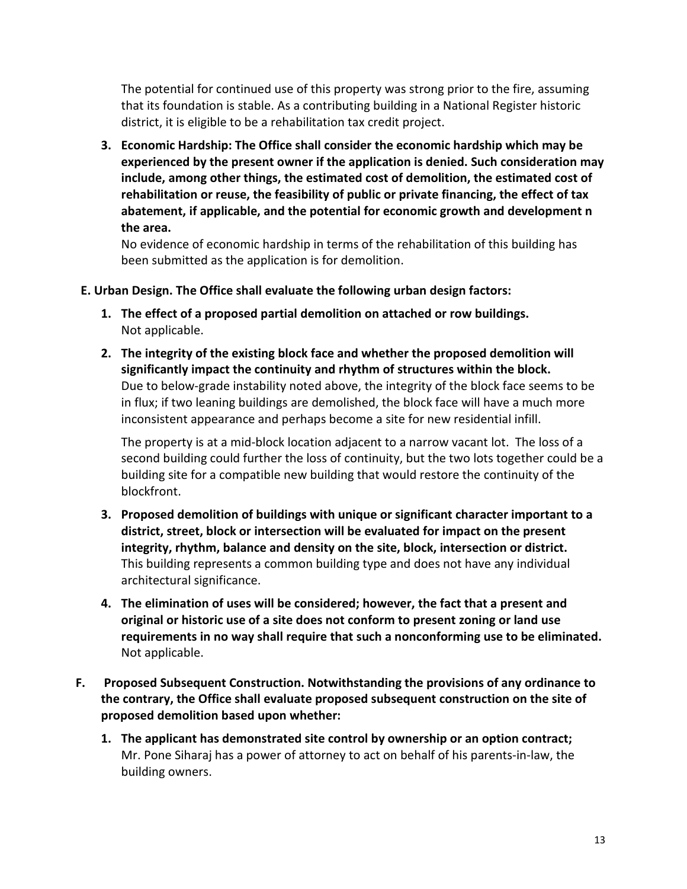The potential for continued use of this property was strong prior to the fire, assuming that its foundation is stable. As a contributing building in a National Register historic district, it is eligible to be a rehabilitation tax credit project.

3. **Economic Hardship: The Office shall consider the economic hardship which may be experienced by the present owner if the application is denied. Such consideration may include, among other things, the estimated cost of demolition, the estimated cost of rehabilitation or reuse, the feasibility of public or private financing, the effect of tax abatement, if applicable, and the potential for economic growth and development n the area.**
   No evidence of economic hardship in terms of the rehabilitation of this building has been submitted as the application is for demolition.

**E. Urban Design. The Office shall evaluate the following urban design factors:**

1. **The effect of a proposed partial demolition on attached or row buildings.**
   Not applicable.
2. **The integrity of the existing block face and whether the proposed demolition will significantly impact the continuity and rhythm of structures within the block.**
   Due to below-grade instability noted above, the integrity of the block face seems to be in flux; if two leaning buildings are demolished, the block face will have a much more inconsistent appearance and perhaps become a site for new residential infill.

   The property is at a mid-block location adjacent to a narrow vacant lot. The loss of a second building could further the loss of continuity, but the two lots together could be a building site for a compatible new building that would restore the continuity of the blockfront.
3. **Proposed demolition of buildings with unique or significant character important to a district, street, block or intersection will be evaluated for impact on the present integrity, rhythm, balance and density on the site, block, intersection or district.**
   This building represents a common building type and does not have any individual architectural significance.
4. **The elimination of uses will be considered; however, the fact that a present and original or historic use of a site does not conform to present zoning or land use requirements in no way shall require that such a nonconforming use to be eliminated.**
   Not applicable.

**F. Proposed Subsequent Construction. Notwithstanding the provisions of any ordinance to the contrary, the Office shall evaluate proposed subsequent construction on the site of proposed demolition based upon whether:**

1. **The applicant has demonstrated site control by ownership or an option contract;**
   Mr. Pone Siharaj has a power of attorney to act on behalf of his parents-in-law, the building owners.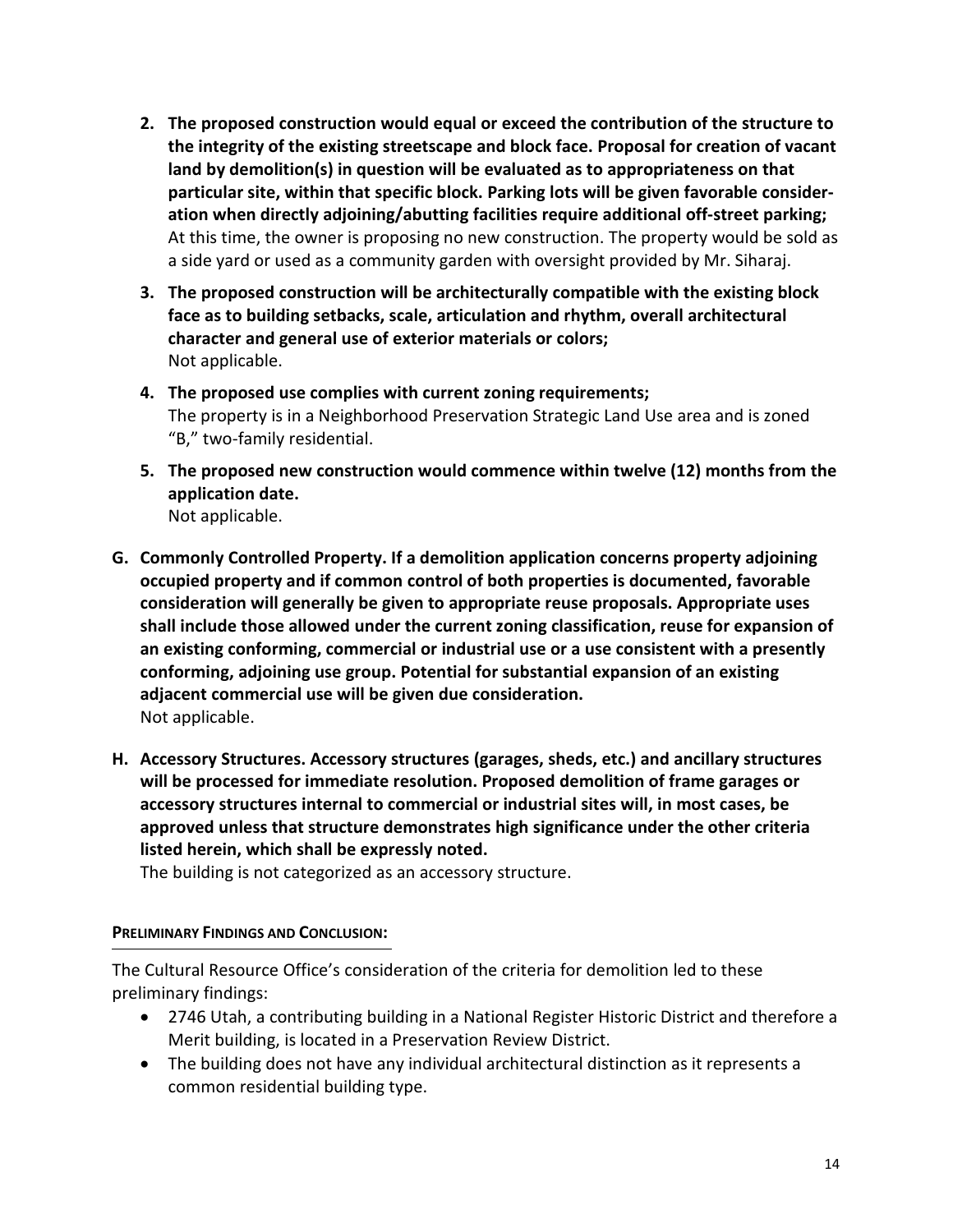2. **The proposed construction would equal or exceed the contribution of the structure to the integrity of the existing streetscape and block face. Proposal for creation of vacant land by demolition(s) in question will be evaluated as to appropriateness on that particular site, within that specific block. Parking lots will be given favorable consideration when directly adjoining/abutting facilities require additional off-street parking;**
   At this time, the owner is proposing no new construction. The property would be sold as a side yard or used as a community garden with oversight provided by Mr. Siharaj.

3. **The proposed construction will be architecturally compatible with the existing block face as to building setbacks, scale, articulation and rhythm, overall architectural character and general use of exterior materials or colors;**
   Not applicable.

4. **The proposed use complies with current zoning requirements;**
   The property is in a Neighborhood Preservation Strategic Land Use area and is zoned "B," two-family residential.

5. **The proposed new construction would commence within twelve (12) months from the application date.**
   Not applicable.

**G. Commonly Controlled Property. If a demolition application concerns property adjoining occupied property and if common control of both properties is documented, favorable consideration will generally be given to appropriate reuse proposals. Appropriate uses shall include those allowed under the current zoning classification, reuse for expansion of an existing conforming, commercial or industrial use or a use consistent with a presently conforming, adjoining use group. Potential for substantial expansion of an existing adjacent commercial use will be given due consideration.**
Not applicable.

**H. Accessory Structures. Accessory structures (garages, sheds, etc.) and ancillary structures will be processed for immediate resolution. Proposed demolition of frame garages or accessory structures internal to commercial or industrial sites will, in most cases, be approved unless that structure demonstrates high significance under the other criteria listed herein, which shall be expressly noted.**
The building is not categorized as an accessory structure.

**PRELIMINARY FINDINGS AND CONCLUSION:**

The Cultural Resource Office's consideration of the criteria for demolition led to these preliminary findings:

- 2746 Utah, a contributing building in a National Register Historic District and therefore a Merit building, is located in a Preservation Review District.
- The building does not have any individual architectural distinction as it represents a common residential building type.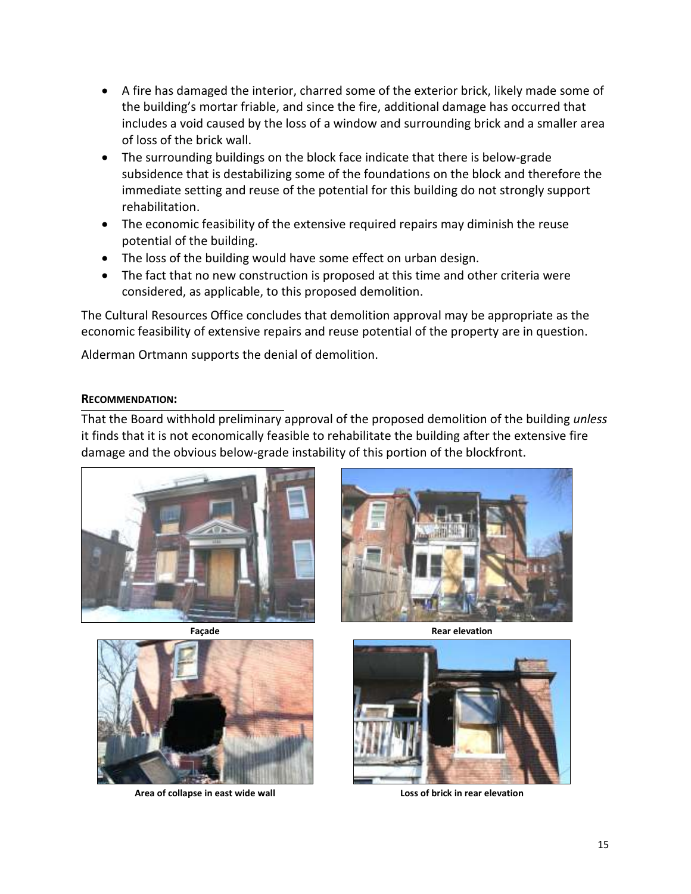- A fire has damaged the interior, charred some of the exterior brick, likely made some of the building's mortar friable, and since the fire, additional damage has occurred that includes a void caused by the loss of a window and surrounding brick and a smaller area of loss of the brick wall.
- The surrounding buildings on the block face indicate that there is below-grade subsidence that is destabilizing some of the foundations on the block and therefore the immediate setting and reuse of the potential for this building do not strongly support rehabilitation.
- The economic feasibility of the extensive required repairs may diminish the reuse potential of the building.
- The loss of the building would have some effect on urban design.
- The fact that no new construction is proposed at this time and other criteria were considered, as applicable, to this proposed demolition.

The Cultural Resources Office concludes that demolition approval may be appropriate as the economic feasibility of extensive repairs and reuse potential of the property are in question.

Alderman Ortmann supports the denial of demolition.

**RECOMMENDATION:**

That the Board withhold preliminary approval of the proposed demolition of the building *unless* it finds that it is not economically feasible to rehabilitate the building after the extensive fire damage and the obvious below-grade instability of this portion of the blockfront.

**Façade**

**Rear elevation**

**Area of collapse in east wide wall**

**Loss of brick in rear elevation**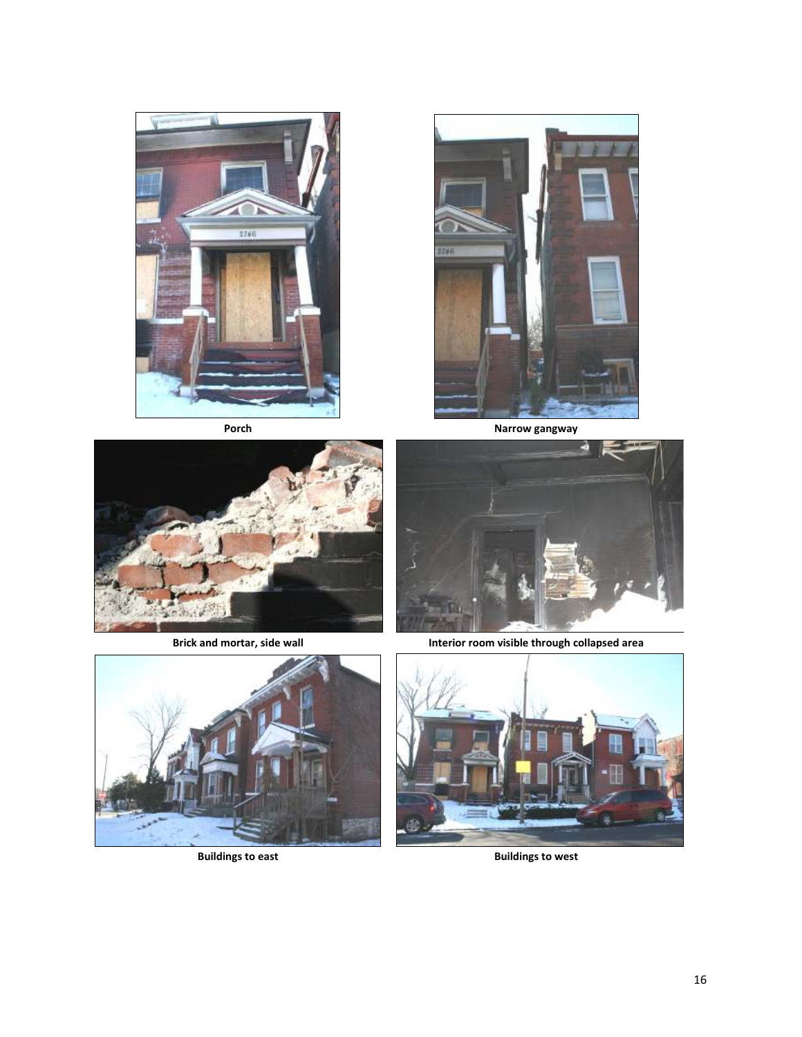Porch

Narrow gangway

Brick and mortar, side wall

Interior room visible through collapsed area

Buildings to east

Buildings to west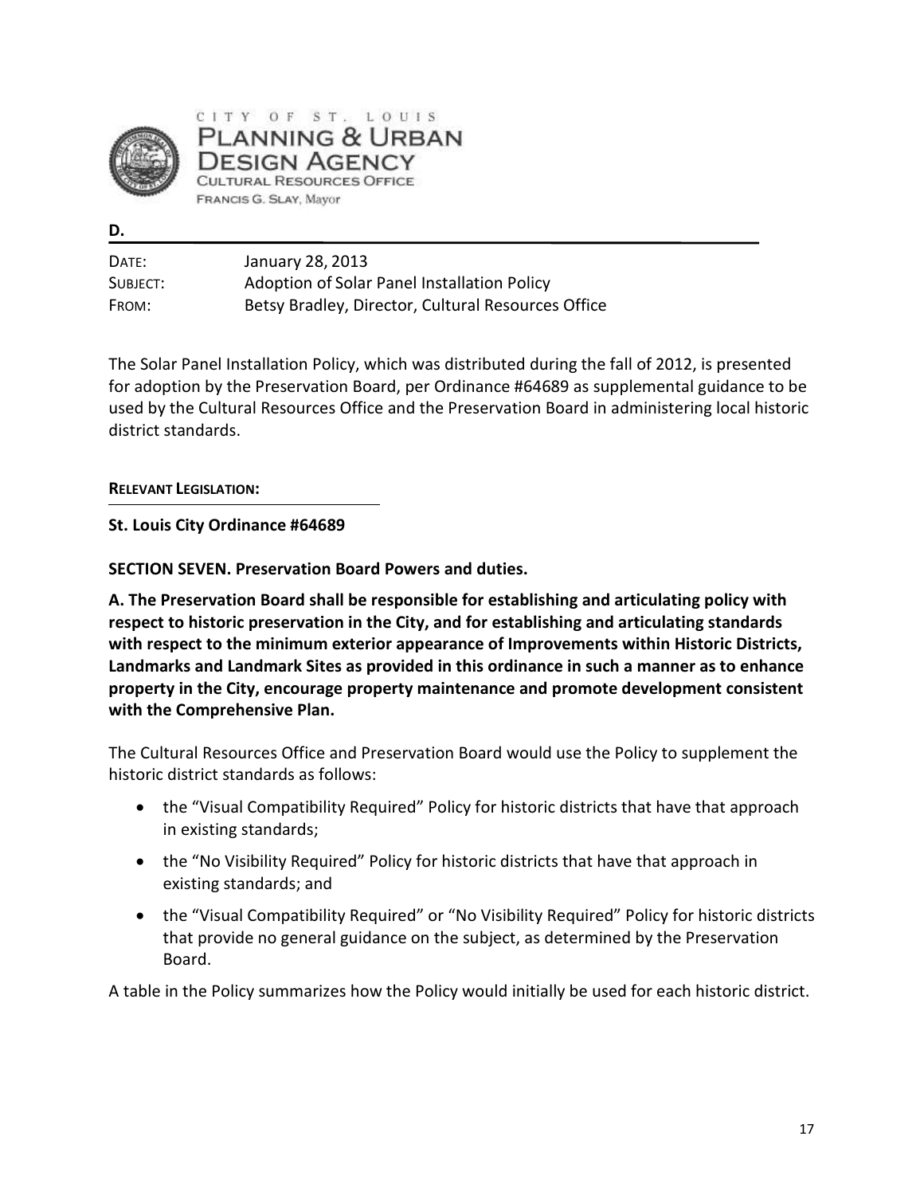CITY OF ST. LOUIS
PLANNING & URBAN DESIGN AGENCY
CULTURAL RESOURCES OFFICE
FRANCIS G. SLAY, Mayor

**D.**

| | |
|---|---|
| DATE: | January 28, 2013 |
| SUBJECT: | Adoption of Solar Panel Installation Policy |
| FROM: | Betsy Bradley, Director, Cultural Resources Office |

The Solar Panel Installation Policy, which was distributed during the fall of 2012, is presented for adoption by the Preservation Board, per Ordinance #64689 as supplemental guidance to be used by the Cultural Resources Office and the Preservation Board in administering local historic district standards.

**RELEVANT LEGISLATION:**

**St. Louis City Ordinance #64689**

**SECTION SEVEN. Preservation Board Powers and duties.**

**A. The Preservation Board shall be responsible for establishing and articulating policy with respect to historic preservation in the City, and for establishing and articulating standards with respect to the minimum exterior appearance of Improvements within Historic Districts, Landmarks and Landmark Sites as provided in this ordinance in such a manner as to enhance property in the City, encourage property maintenance and promote development consistent with the Comprehensive Plan.**

The Cultural Resources Office and Preservation Board would use the Policy to supplement the historic district standards as follows:

- the "Visual Compatibility Required" Policy for historic districts that have that approach in existing standards;
- the "No Visibility Required" Policy for historic districts that have that approach in existing standards; and
- the "Visual Compatibility Required" or "No Visibility Required" Policy for historic districts that provide no general guidance on the subject, as determined by the Preservation Board.

A table in the Policy summarizes how the Policy would initially be used for each historic district.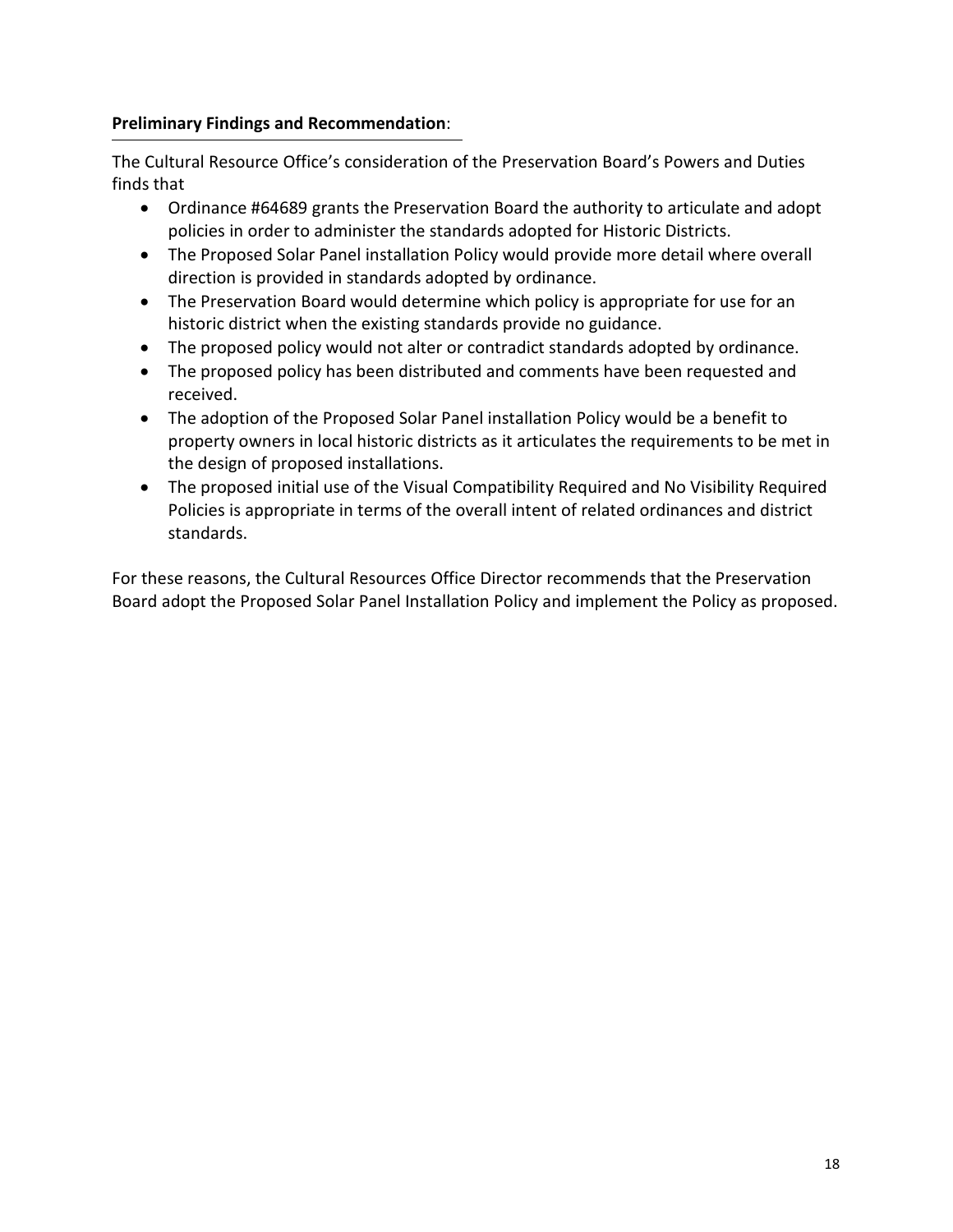**Preliminary Findings and Recommendation**:

The Cultural Resource Office's consideration of the Preservation Board's Powers and Duties finds that

- Ordinance #64689 grants the Preservation Board the authority to articulate and adopt policies in order to administer the standards adopted for Historic Districts.
- The Proposed Solar Panel installation Policy would provide more detail where overall direction is provided in standards adopted by ordinance.
- The Preservation Board would determine which policy is appropriate for use for an historic district when the existing standards provide no guidance.
- The proposed policy would not alter or contradict standards adopted by ordinance.
- The proposed policy has been distributed and comments have been requested and received.
- The adoption of the Proposed Solar Panel installation Policy would be a benefit to property owners in local historic districts as it articulates the requirements to be met in the design of proposed installations.
- The proposed initial use of the Visual Compatibility Required and No Visibility Required Policies is appropriate in terms of the overall intent of related ordinances and district standards.

For these reasons, the Cultural Resources Office Director recommends that the Preservation Board adopt the Proposed Solar Panel Installation Policy and implement the Policy as proposed.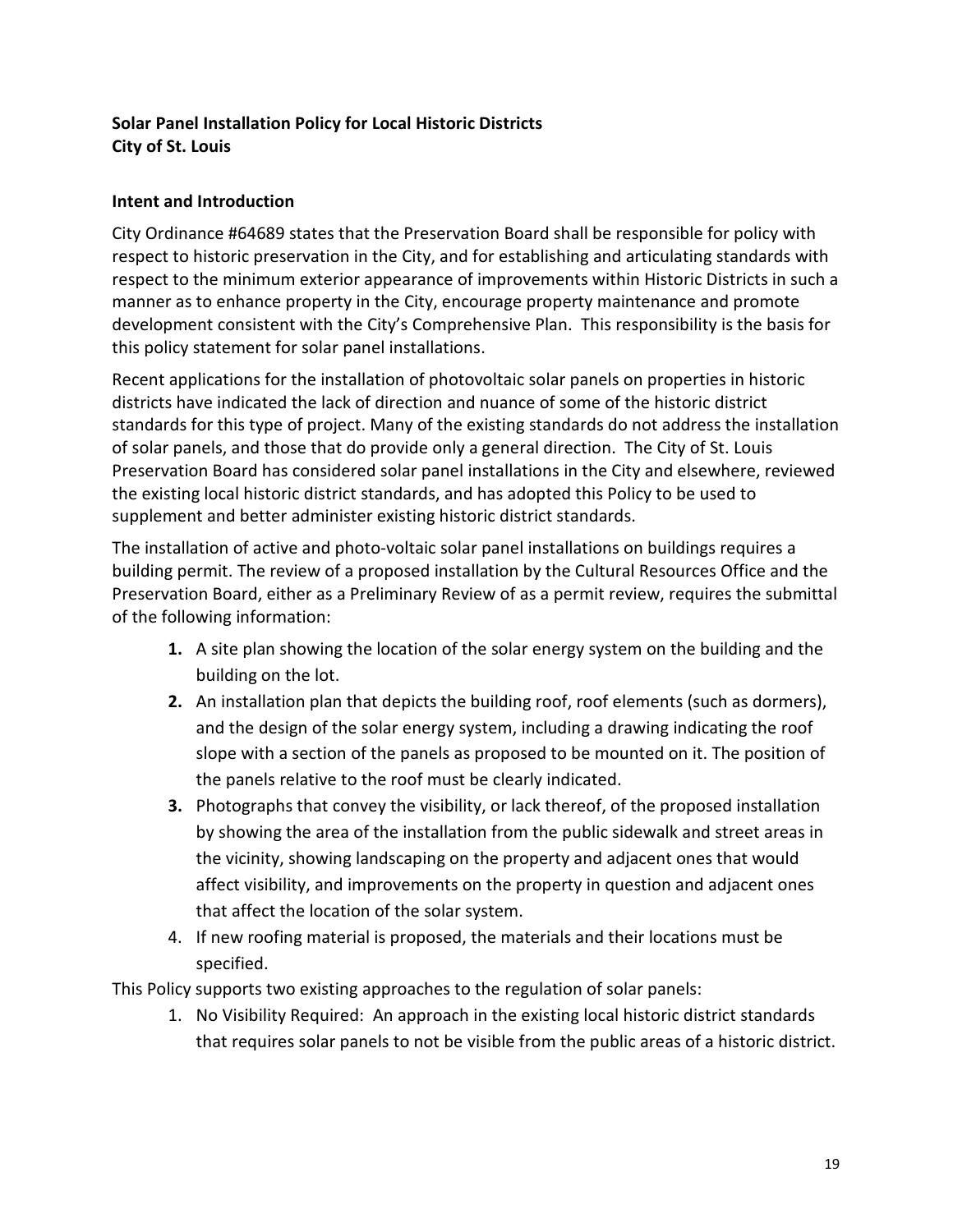**Solar Panel Installation Policy for Local Historic Districts**
**City of St. Louis**

**Intent and Introduction**

City Ordinance #64689 states that the Preservation Board shall be responsible for policy with respect to historic preservation in the City, and for establishing and articulating standards with respect to the minimum exterior appearance of improvements within Historic Districts in such a manner as to enhance property in the City, encourage property maintenance and promote development consistent with the City's Comprehensive Plan. This responsibility is the basis for this policy statement for solar panel installations.

Recent applications for the installation of photovoltaic solar panels on properties in historic districts have indicated the lack of direction and nuance of some of the historic district standards for this type of project. Many of the existing standards do not address the installation of solar panels, and those that do provide only a general direction. The City of St. Louis Preservation Board has considered solar panel installations in the City and elsewhere, reviewed the existing local historic district standards, and has adopted this Policy to be used to supplement and better administer existing historic district standards.

The installation of active and photo-voltaic solar panel installations on buildings requires a building permit. The review of a proposed installation by the Cultural Resources Office and the Preservation Board, either as a Preliminary Review of as a permit review, requires the submittal of the following information:

1. A site plan showing the location of the solar energy system on the building and the building on the lot.
2. An installation plan that depicts the building roof, roof elements (such as dormers), and the design of the solar energy system, including a drawing indicating the roof slope with a section of the panels as proposed to be mounted on it. The position of the panels relative to the roof must be clearly indicated.
3. Photographs that convey the visibility, or lack thereof, of the proposed installation by showing the area of the installation from the public sidewalk and street areas in the vicinity, showing landscaping on the property and adjacent ones that would affect visibility, and improvements on the property in question and adjacent ones that affect the location of the solar system.
4. If new roofing material is proposed, the materials and their locations must be specified.

This Policy supports two existing approaches to the regulation of solar panels:

1. No Visibility Required: An approach in the existing local historic district standards that requires solar panels to not be visible from the public areas of a historic district.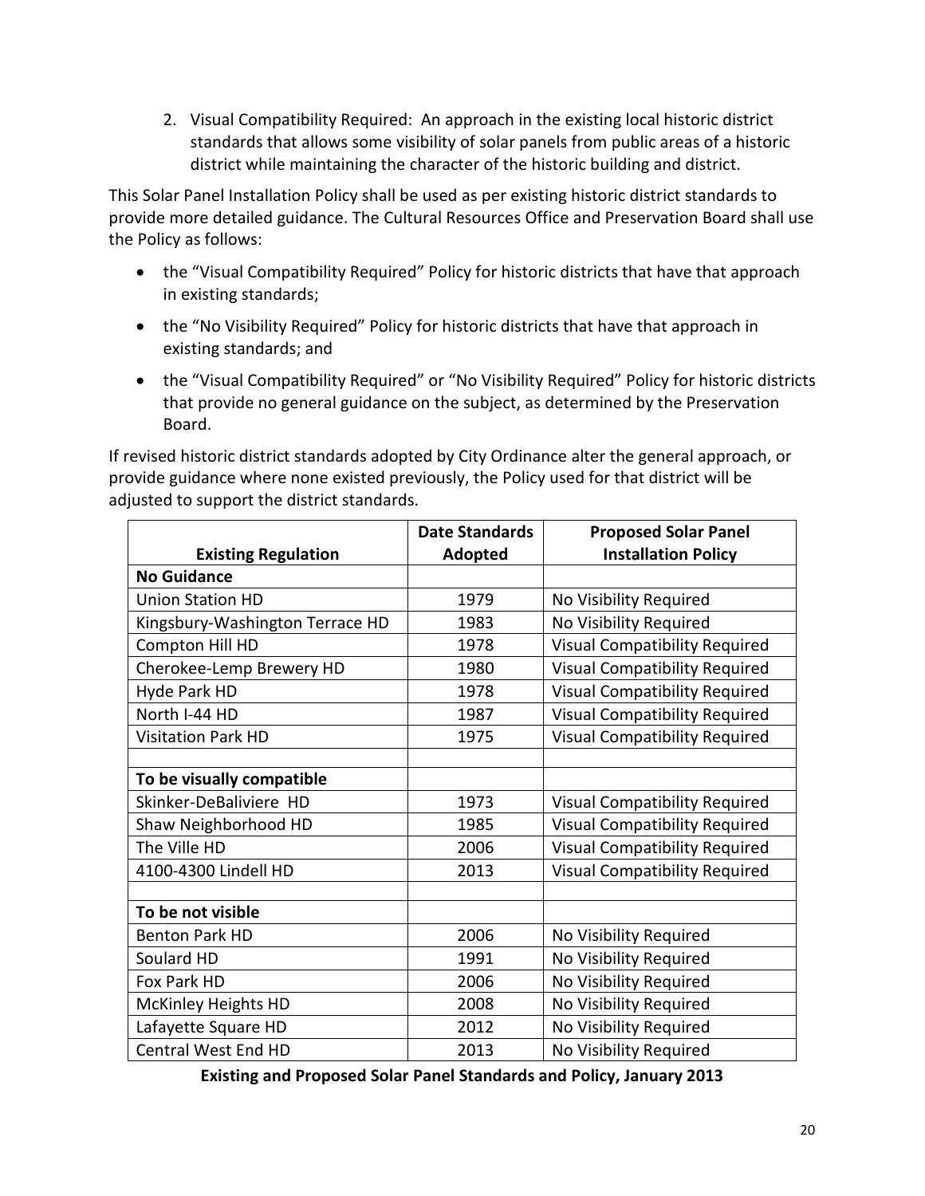2. Visual Compatibility Required: An approach in the existing local historic district standards that allows some visibility of solar panels from public areas of a historic district while maintaining the character of the historic building and district.

This Solar Panel Installation Policy shall be used as per existing historic district standards to provide more detailed guidance. The Cultural Resources Office and Preservation Board shall use the Policy as follows:

- the "Visual Compatibility Required" Policy for historic districts that have that approach in existing standards;
- the "No Visibility Required" Policy for historic districts that have that approach in existing standards; and
- the "Visual Compatibility Required" or "No Visibility Required" Policy for historic districts that provide no general guidance on the subject, as determined by the Preservation Board.

If revised historic district standards adopted by City Ordinance alter the general approach, or provide guidance where none existed previously, the Policy used for that district will be adjusted to support the district standards.

| Existing Regulation | Date Standards Adopted | Proposed Solar Panel Installation Policy |
|---|---|---|
| **No Guidance** | | |
| Union Station HD | 1979 | No Visibility Required |
| Kingsbury-Washington Terrace HD | 1983 | No Visibility Required |
| Compton Hill HD | 1978 | Visual Compatibility Required |
| Cherokee-Lemp Brewery HD | 1980 | Visual Compatibility Required |
| Hyde Park HD | 1978 | Visual Compatibility Required |
| North I-44 HD | 1987 | Visual Compatibility Required |
| Visitation Park HD | 1975 | Visual Compatibility Required |
| | | |
| **To be visually compatible** | | |
| Skinker-DeBaliviere HD | 1973 | Visual Compatibility Required |
| Shaw Neighborhood HD | 1985 | Visual Compatibility Required |
| The Ville HD | 2006 | Visual Compatibility Required |
| 4100-4300 Lindell HD | 2013 | Visual Compatibility Required |
| | | |
| **To be not visible** | | |
| Benton Park HD | 2006 | No Visibility Required |
| Soulard HD | 1991 | No Visibility Required |
| Fox Park HD | 2006 | No Visibility Required |
| McKinley Heights HD | 2008 | No Visibility Required |
| Lafayette Square HD | 2012 | No Visibility Required |
| Central West End HD | 2013 | No Visibility Required |

**Existing and Proposed Solar Panel Standards and Policy, January 2013**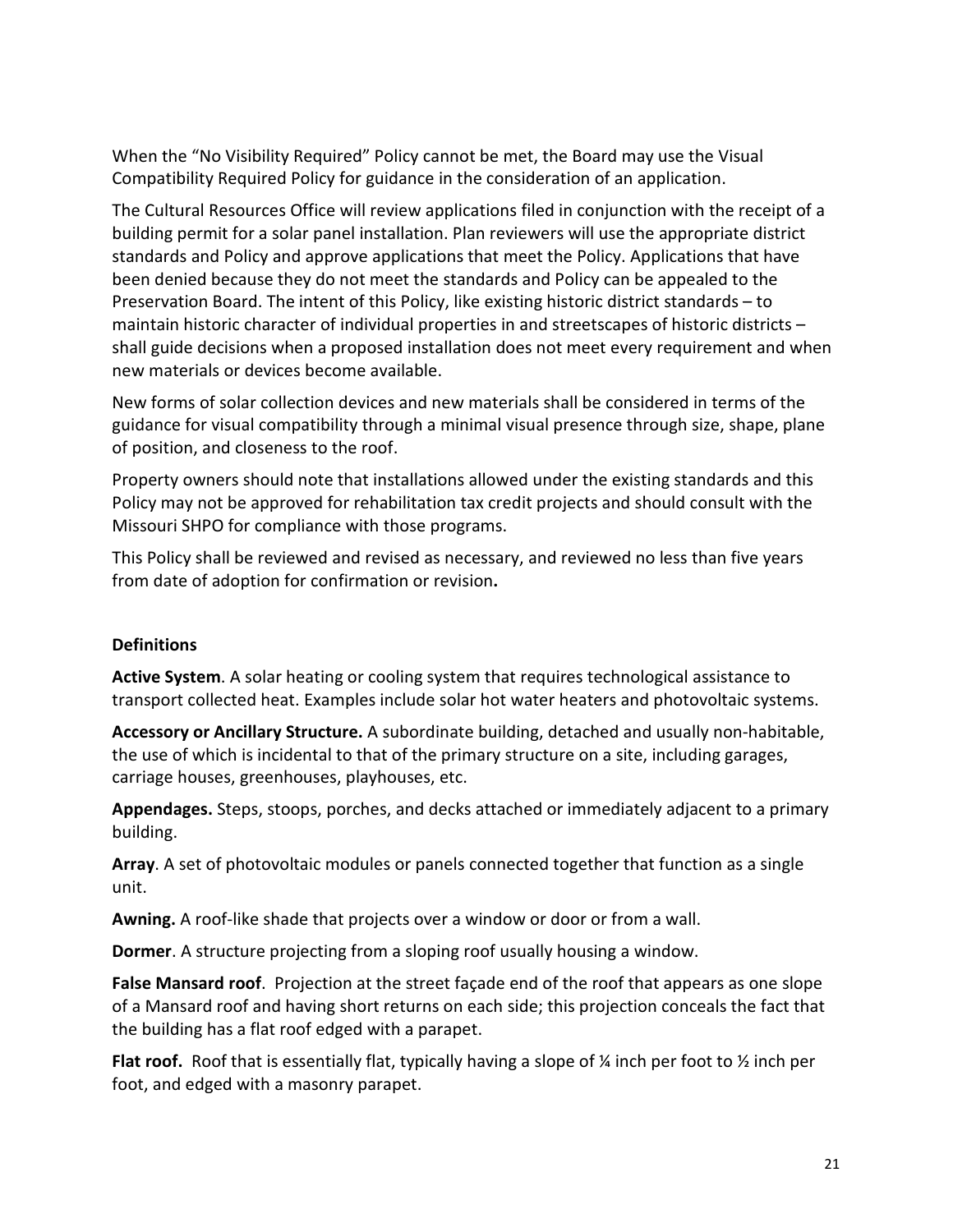When the "No Visibility Required" Policy cannot be met, the Board may use the Visual Compatibility Required Policy for guidance in the consideration of an application.

The Cultural Resources Office will review applications filed in conjunction with the receipt of a building permit for a solar panel installation. Plan reviewers will use the appropriate district standards and Policy and approve applications that meet the Policy. Applications that have been denied because they do not meet the standards and Policy can be appealed to the Preservation Board. The intent of this Policy, like existing historic district standards – to maintain historic character of individual properties in and streetscapes of historic districts – shall guide decisions when a proposed installation does not meet every requirement and when new materials or devices become available.

New forms of solar collection devices and new materials shall be considered in terms of the guidance for visual compatibility through a minimal visual presence through size, shape, plane of position, and closeness to the roof.

Property owners should note that installations allowed under the existing standards and this Policy may not be approved for rehabilitation tax credit projects and should consult with the Missouri SHPO for compliance with those programs.

This Policy shall be reviewed and revised as necessary, and reviewed no less than five years from date of adoption for confirmation or revision**.**

**Definitions**

**Active System**. A solar heating or cooling system that requires technological assistance to transport collected heat. Examples include solar hot water heaters and photovoltaic systems.

**Accessory or Ancillary Structure.** A subordinate building, detached and usually non-habitable, the use of which is incidental to that of the primary structure on a site, including garages, carriage houses, greenhouses, playhouses, etc.

**Appendages.** Steps, stoops, porches, and decks attached or immediately adjacent to a primary building.

**Array**. A set of photovoltaic modules or panels connected together that function as a single unit.

**Awning.** A roof-like shade that projects over a window or door or from a wall.

**Dormer**. A structure projecting from a sloping roof usually housing a window.

**False Mansard roof**. Projection at the street façade end of the roof that appears as one slope of a Mansard roof and having short returns on each side; this projection conceals the fact that the building has a flat roof edged with a parapet.

**Flat roof.** Roof that is essentially flat, typically having a slope of ¼ inch per foot to ½ inch per foot, and edged with a masonry parapet.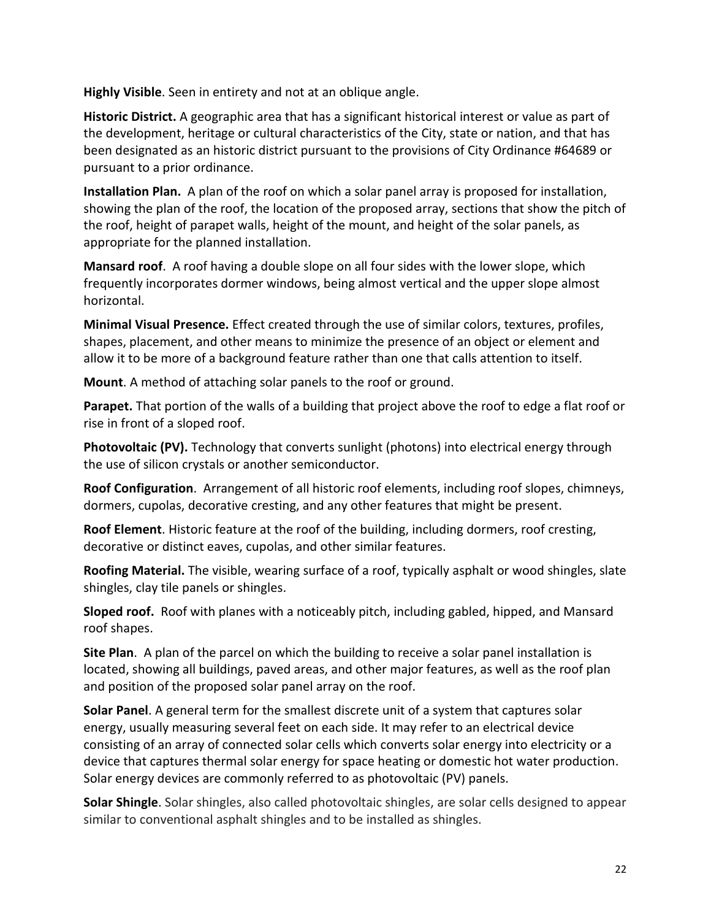**Highly Visible**. Seen in entirety and not at an oblique angle.

**Historic District.** A geographic area that has a significant historical interest or value as part of the development, heritage or cultural characteristics of the City, state or nation, and that has been designated as an historic district pursuant to the provisions of City Ordinance #64689 or pursuant to a prior ordinance.

**Installation Plan.** A plan of the roof on which a solar panel array is proposed for installation, showing the plan of the roof, the location of the proposed array, sections that show the pitch of the roof, height of parapet walls, height of the mount, and height of the solar panels, as appropriate for the planned installation.

**Mansard roof**. A roof having a double slope on all four sides with the lower slope, which frequently incorporates dormer windows, being almost vertical and the upper slope almost horizontal.

**Minimal Visual Presence.** Effect created through the use of similar colors, textures, profiles, shapes, placement, and other means to minimize the presence of an object or element and allow it to be more of a background feature rather than one that calls attention to itself.

**Mount**. A method of attaching solar panels to the roof or ground.

**Parapet.** That portion of the walls of a building that project above the roof to edge a flat roof or rise in front of a sloped roof.

**Photovoltaic (PV).** Technology that converts sunlight (photons) into electrical energy through the use of silicon crystals or another semiconductor.

**Roof Configuration**. Arrangement of all historic roof elements, including roof slopes, chimneys, dormers, cupolas, decorative cresting, and any other features that might be present.

**Roof Element**. Historic feature at the roof of the building, including dormers, roof cresting, decorative or distinct eaves, cupolas, and other similar features.

**Roofing Material.** The visible, wearing surface of a roof, typically asphalt or wood shingles, slate shingles, clay tile panels or shingles.

**Sloped roof.** Roof with planes with a noticeably pitch, including gabled, hipped, and Mansard roof shapes.

**Site Plan**. A plan of the parcel on which the building to receive a solar panel installation is located, showing all buildings, paved areas, and other major features, as well as the roof plan and position of the proposed solar panel array on the roof.

**Solar Panel**. A general term for the smallest discrete unit of a system that captures solar energy, usually measuring several feet on each side. It may refer to an electrical device consisting of an array of connected solar cells which converts solar energy into electricity or a device that captures thermal solar energy for space heating or domestic hot water production. Solar energy devices are commonly referred to as photovoltaic (PV) panels.

**Solar Shingle**. Solar shingles, also called photovoltaic shingles, are solar cells designed to appear similar to conventional asphalt shingles and to be installed as shingles.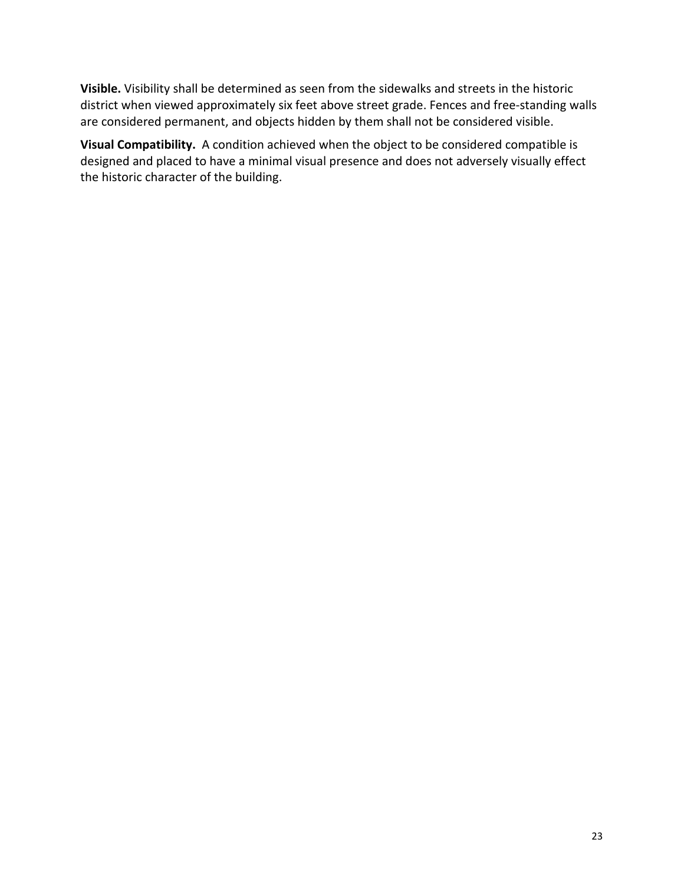**Visible.** Visibility shall be determined as seen from the sidewalks and streets in the historic district when viewed approximately six feet above street grade. Fences and free-standing walls are considered permanent, and objects hidden by them shall not be considered visible.

**Visual Compatibility.** A condition achieved when the object to be considered compatible is designed and placed to have a minimal visual presence and does not adversely visually effect the historic character of the building.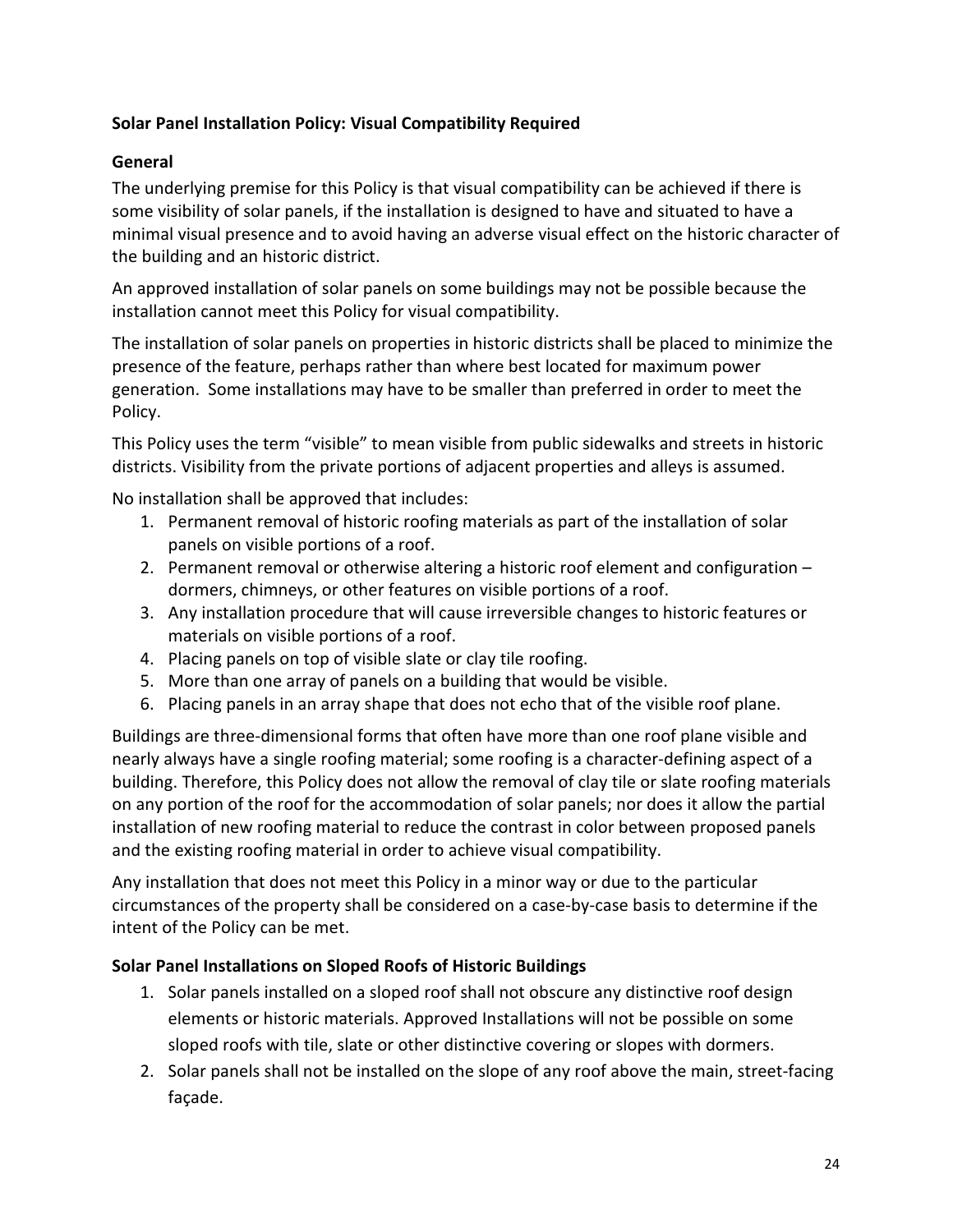**Solar Panel Installation Policy: Visual Compatibility Required**

**General**

The underlying premise for this Policy is that visual compatibility can be achieved if there is some visibility of solar panels, if the installation is designed to have and situated to have a minimal visual presence and to avoid having an adverse visual effect on the historic character of the building and an historic district.

An approved installation of solar panels on some buildings may not be possible because the installation cannot meet this Policy for visual compatibility.

The installation of solar panels on properties in historic districts shall be placed to minimize the presence of the feature, perhaps rather than where best located for maximum power generation. Some installations may have to be smaller than preferred in order to meet the Policy.

This Policy uses the term "visible" to mean visible from public sidewalks and streets in historic districts. Visibility from the private portions of adjacent properties and alleys is assumed.

No installation shall be approved that includes:

1. Permanent removal of historic roofing materials as part of the installation of solar panels on visible portions of a roof.
2. Permanent removal or otherwise altering a historic roof element and configuration – dormers, chimneys, or other features on visible portions of a roof.
3. Any installation procedure that will cause irreversible changes to historic features or materials on visible portions of a roof.
4. Placing panels on top of visible slate or clay tile roofing.
5. More than one array of panels on a building that would be visible.
6. Placing panels in an array shape that does not echo that of the visible roof plane.

Buildings are three-dimensional forms that often have more than one roof plane visible and nearly always have a single roofing material; some roofing is a character-defining aspect of a building. Therefore, this Policy does not allow the removal of clay tile or slate roofing materials on any portion of the roof for the accommodation of solar panels; nor does it allow the partial installation of new roofing material to reduce the contrast in color between proposed panels and the existing roofing material in order to achieve visual compatibility.

Any installation that does not meet this Policy in a minor way or due to the particular circumstances of the property shall be considered on a case-by-case basis to determine if the intent of the Policy can be met.

**Solar Panel Installations on Sloped Roofs of Historic Buildings**

1. Solar panels installed on a sloped roof shall not obscure any distinctive roof design elements or historic materials. Approved Installations will not be possible on some sloped roofs with tile, slate or other distinctive covering or slopes with dormers.
2. Solar panels shall not be installed on the slope of any roof above the main, street-facing façade.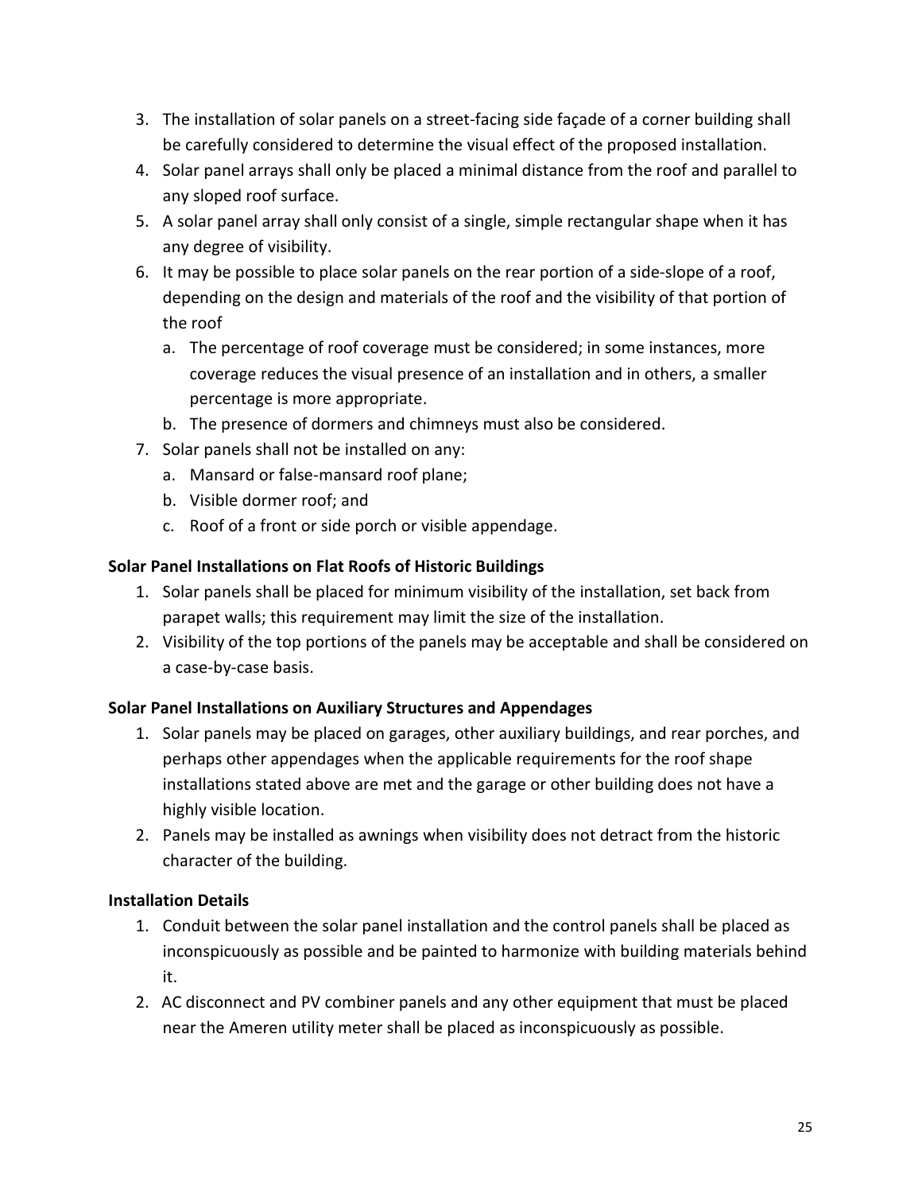3. The installation of solar panels on a street-facing side façade of a corner building shall be carefully considered to determine the visual effect of the proposed installation.
4. Solar panel arrays shall only be placed a minimal distance from the roof and parallel to any sloped roof surface.
5. A solar panel array shall only consist of a single, simple rectangular shape when it has any degree of visibility.
6. It may be possible to place solar panels on the rear portion of a side-slope of a roof, depending on the design and materials of the roof and the visibility of that portion of the roof
   a. The percentage of roof coverage must be considered; in some instances, more coverage reduces the visual presence of an installation and in others, a smaller percentage is more appropriate.
   b. The presence of dormers and chimneys must also be considered.
7. Solar panels shall not be installed on any:
   a. Mansard or false-mansard roof plane;
   b. Visible dormer roof; and
   c. Roof of a front or side porch or visible appendage.

**Solar Panel Installations on Flat Roofs of Historic Buildings**

1. Solar panels shall be placed for minimum visibility of the installation, set back from parapet walls; this requirement may limit the size of the installation.
2. Visibility of the top portions of the panels may be acceptable and shall be considered on a case-by-case basis.

**Solar Panel Installations on Auxiliary Structures and Appendages**

1. Solar panels may be placed on garages, other auxiliary buildings, and rear porches, and perhaps other appendages when the applicable requirements for the roof shape installations stated above are met and the garage or other building does not have a highly visible location.
2. Panels may be installed as awnings when visibility does not detract from the historic character of the building.

**Installation Details**

1. Conduit between the solar panel installation and the control panels shall be placed as inconspicuously as possible and be painted to harmonize with building materials behind it.
2. AC disconnect and PV combiner panels and any other equipment that must be placed near the Ameren utility meter shall be placed as inconspicuously as possible.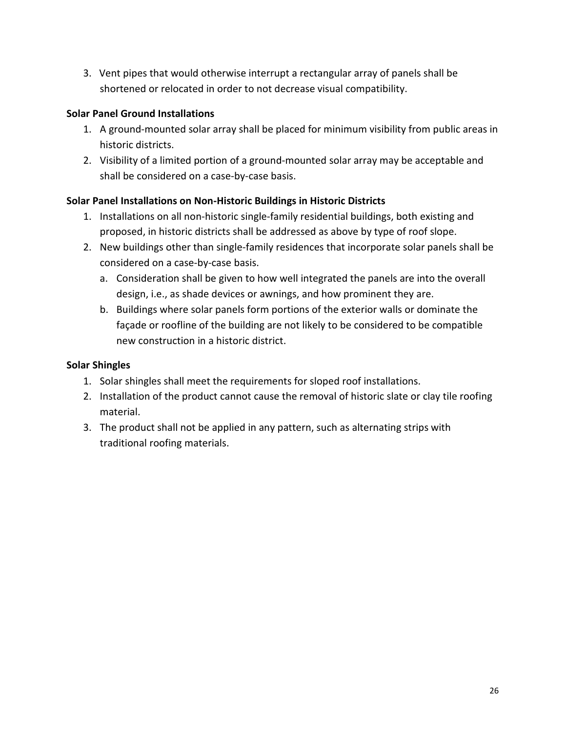3. Vent pipes that would otherwise interrupt a rectangular array of panels shall be shortened or relocated in order to not decrease visual compatibility.

**Solar Panel Ground Installations**

1. A ground-mounted solar array shall be placed for minimum visibility from public areas in historic districts.
2. Visibility of a limited portion of a ground-mounted solar array may be acceptable and shall be considered on a case-by-case basis.

**Solar Panel Installations on Non-Historic Buildings in Historic Districts**

1. Installations on all non-historic single-family residential buildings, both existing and proposed, in historic districts shall be addressed as above by type of roof slope.
2. New buildings other than single-family residences that incorporate solar panels shall be considered on a case-by-case basis.
   a. Consideration shall be given to how well integrated the panels are into the overall design, i.e., as shade devices or awnings, and how prominent they are.
   b. Buildings where solar panels form portions of the exterior walls or dominate the façade or roofline of the building are not likely to be considered to be compatible new construction in a historic district.

**Solar Shingles**

1. Solar shingles shall meet the requirements for sloped roof installations.
2. Installation of the product cannot cause the removal of historic slate or clay tile roofing material.
3. The product shall not be applied in any pattern, such as alternating strips with traditional roofing materials.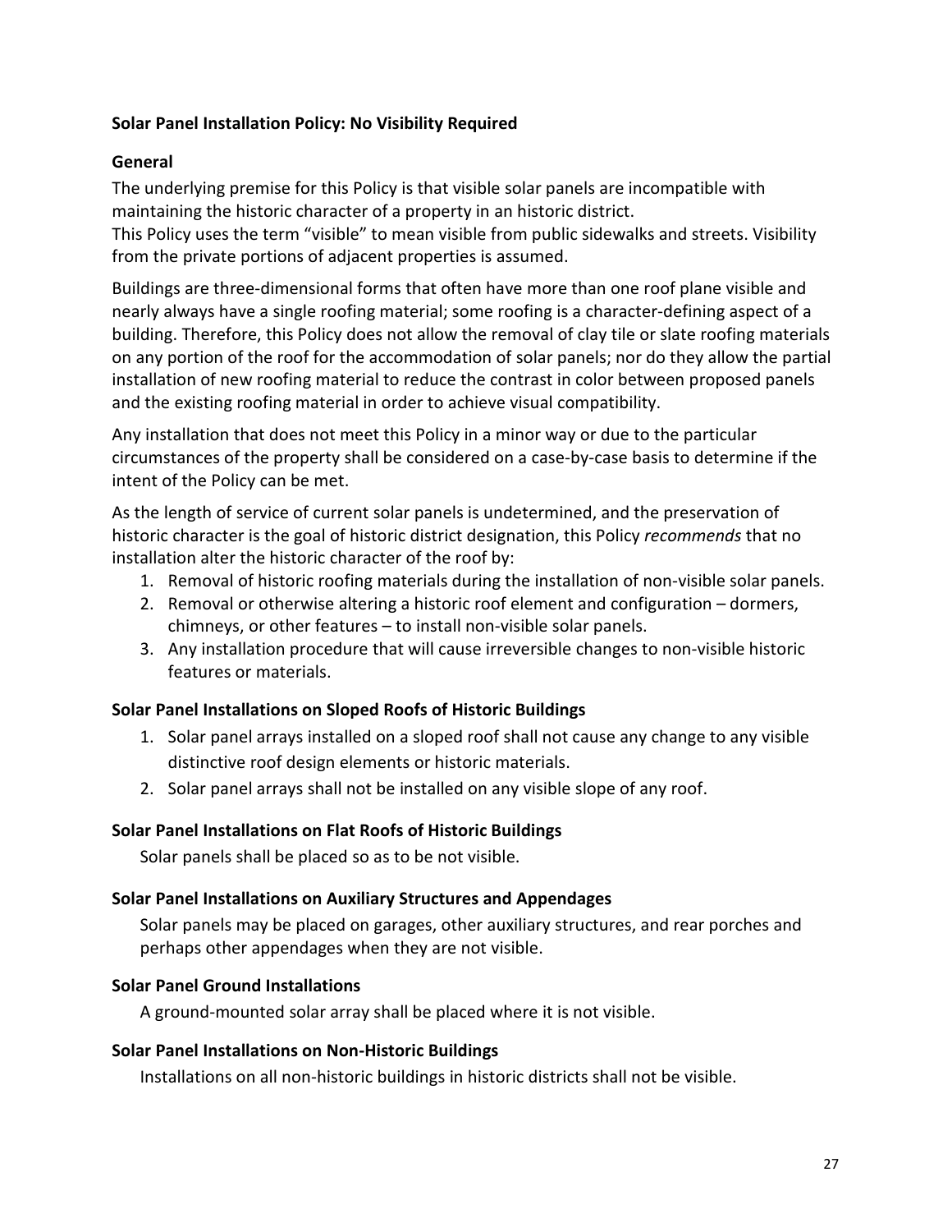**Solar Panel Installation Policy: No Visibility Required**

**General**

The underlying premise for this Policy is that visible solar panels are incompatible with maintaining the historic character of a property in an historic district.
This Policy uses the term "visible" to mean visible from public sidewalks and streets. Visibility from the private portions of adjacent properties is assumed.

Buildings are three-dimensional forms that often have more than one roof plane visible and nearly always have a single roofing material; some roofing is a character-defining aspect of a building. Therefore, this Policy does not allow the removal of clay tile or slate roofing materials on any portion of the roof for the accommodation of solar panels; nor do they allow the partial installation of new roofing material to reduce the contrast in color between proposed panels and the existing roofing material in order to achieve visual compatibility.

Any installation that does not meet this Policy in a minor way or due to the particular circumstances of the property shall be considered on a case-by-case basis to determine if the intent of the Policy can be met.

As the length of service of current solar panels is undetermined, and the preservation of historic character is the goal of historic district designation, this Policy *recommends* that no installation alter the historic character of the roof by:

1. Removal of historic roofing materials during the installation of non-visible solar panels.
2. Removal or otherwise altering a historic roof element and configuration – dormers, chimneys, or other features – to install non-visible solar panels.
3. Any installation procedure that will cause irreversible changes to non-visible historic features or materials.

**Solar Panel Installations on Sloped Roofs of Historic Buildings**

1. Solar panel arrays installed on a sloped roof shall not cause any change to any visible distinctive roof design elements or historic materials.
2. Solar panel arrays shall not be installed on any visible slope of any roof.

**Solar Panel Installations on Flat Roofs of Historic Buildings**

Solar panels shall be placed so as to be not visible.

**Solar Panel Installations on Auxiliary Structures and Appendages**

Solar panels may be placed on garages, other auxiliary structures, and rear porches and perhaps other appendages when they are not visible.

**Solar Panel Ground Installations**

A ground-mounted solar array shall be placed where it is not visible.

**Solar Panel Installations on Non-Historic Buildings**

Installations on all non-historic buildings in historic districts shall not be visible.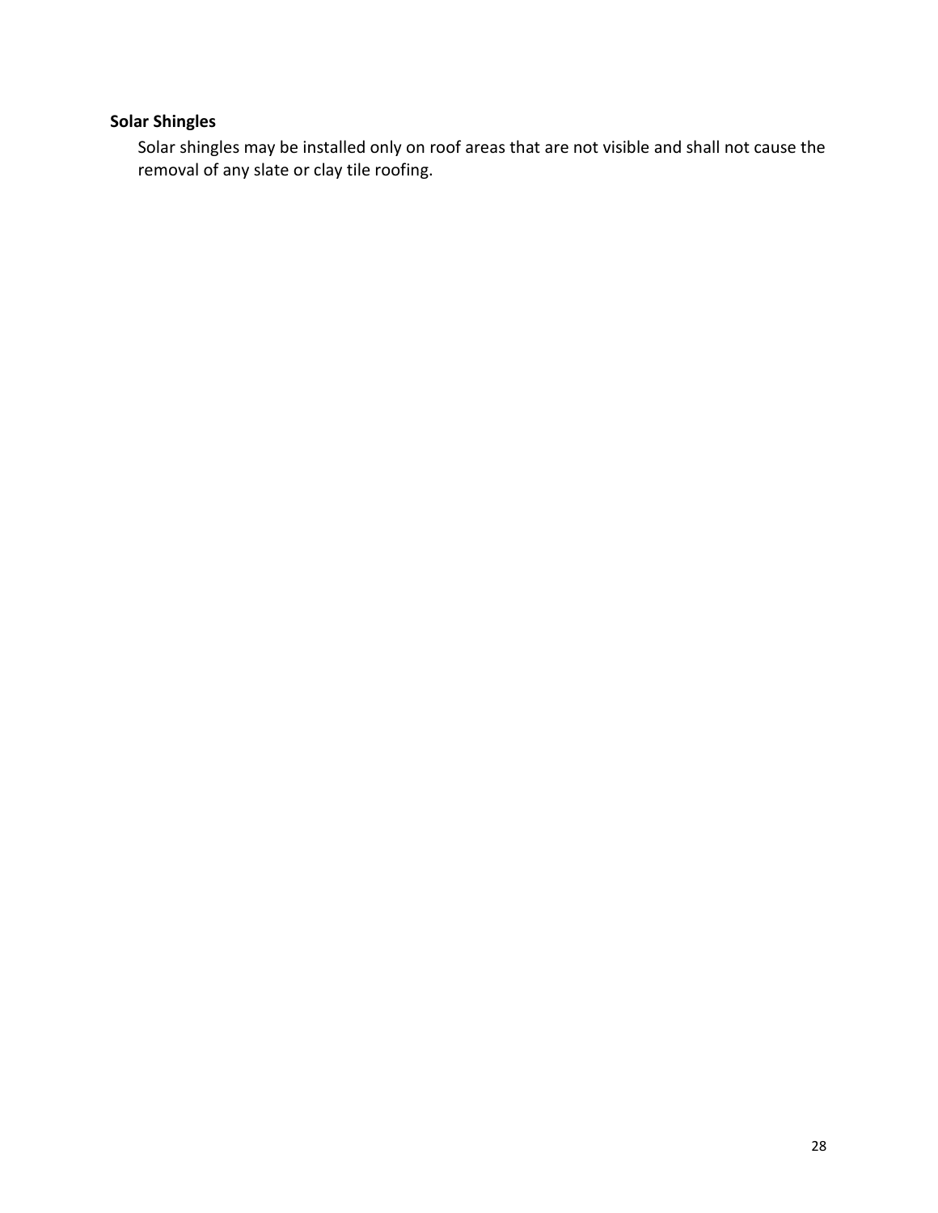**Solar Shingles**

Solar shingles may be installed only on roof areas that are not visible and shall not cause the removal of any slate or clay tile roofing.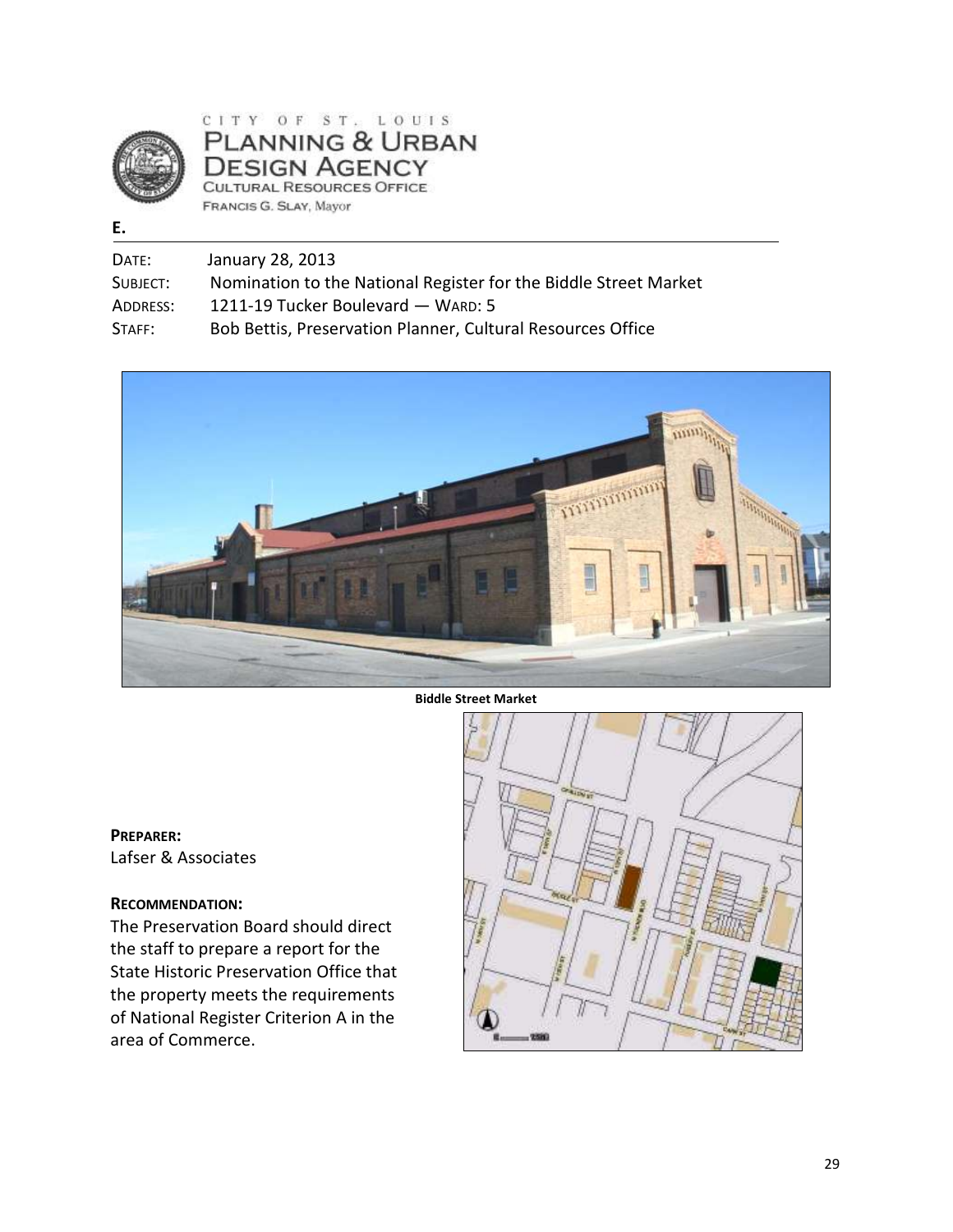CITY OF ST. LOUIS
PLANNING & URBAN DESIGN AGENCY
CULTURAL RESOURCES OFFICE
FRANCIS G. SLAY, Mayor

**E.**

DATE: January 28, 2013
SUBJECT: Nomination to the National Register for the Biddle Street Market
ADDRESS: 1211-19 Tucker Boulevard — WARD: 5
STAFF: Bob Bettis, Preservation Planner, Cultural Resources Office

**Biddle Street Market**

**PREPARER:**
Lafser & Associates

**RECOMMENDATION:**
The Preservation Board should direct the staff to prepare a report for the State Historic Preservation Office that the property meets the requirements of National Register Criterion A in the area of Commerce.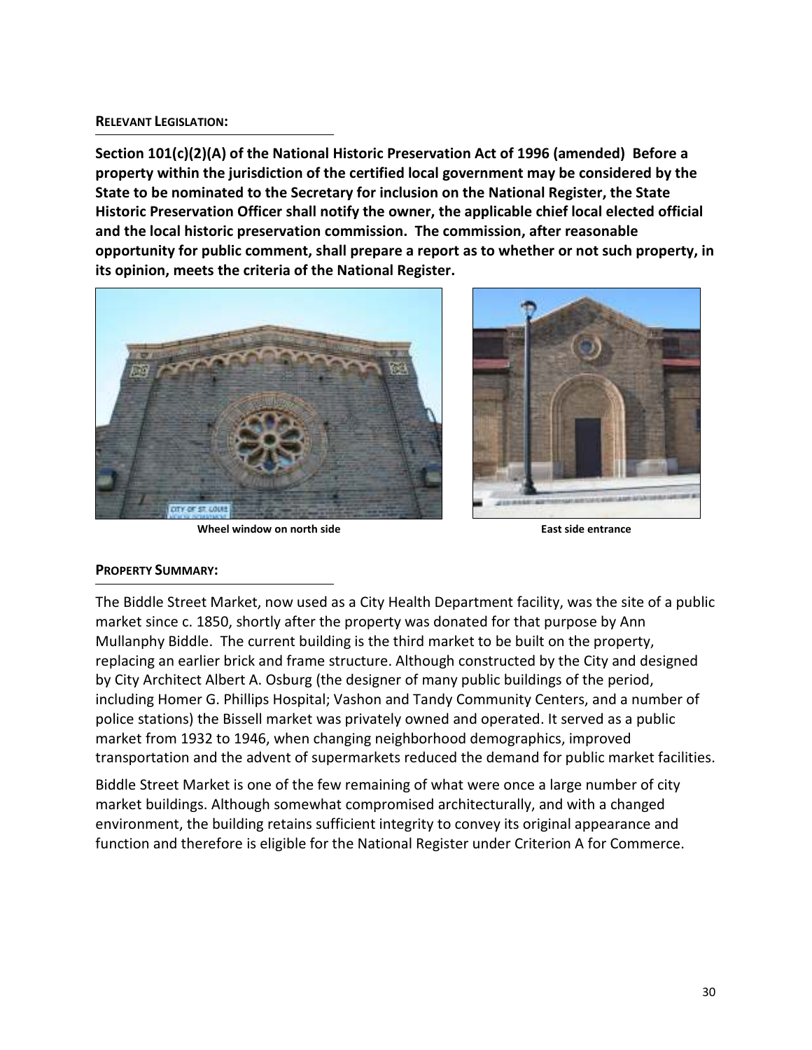**RELEVANT LEGISLATION:**

**Section 101(c)(2)(A) of the National Historic Preservation Act of 1996 (amended) Before a property within the jurisdiction of the certified local government may be considered by the State to be nominated to the Secretary for inclusion on the National Register, the State Historic Preservation Officer shall notify the owner, the applicable chief local elected official and the local historic preservation commission. The commission, after reasonable opportunity for public comment, shall prepare a report as to whether or not such property, in its opinion, meets the criteria of the National Register.**

**Wheel window on north side**

**East side entrance**

**PROPERTY SUMMARY:**

The Biddle Street Market, now used as a City Health Department facility, was the site of a public market since c. 1850, shortly after the property was donated for that purpose by Ann Mullanphy Biddle. The current building is the third market to be built on the property, replacing an earlier brick and frame structure. Although constructed by the City and designed by City Architect Albert A. Osburg (the designer of many public buildings of the period, including Homer G. Phillips Hospital; Vashon and Tandy Community Centers, and a number of police stations) the Bissell market was privately owned and operated. It served as a public market from 1932 to 1946, when changing neighborhood demographics, improved transportation and the advent of supermarkets reduced the demand for public market facilities.

Biddle Street Market is one of the few remaining of what were once a large number of city market buildings. Although somewhat compromised architecturally, and with a changed environment, the building retains sufficient integrity to convey its original appearance and function and therefore is eligible for the National Register under Criterion A for Commerce.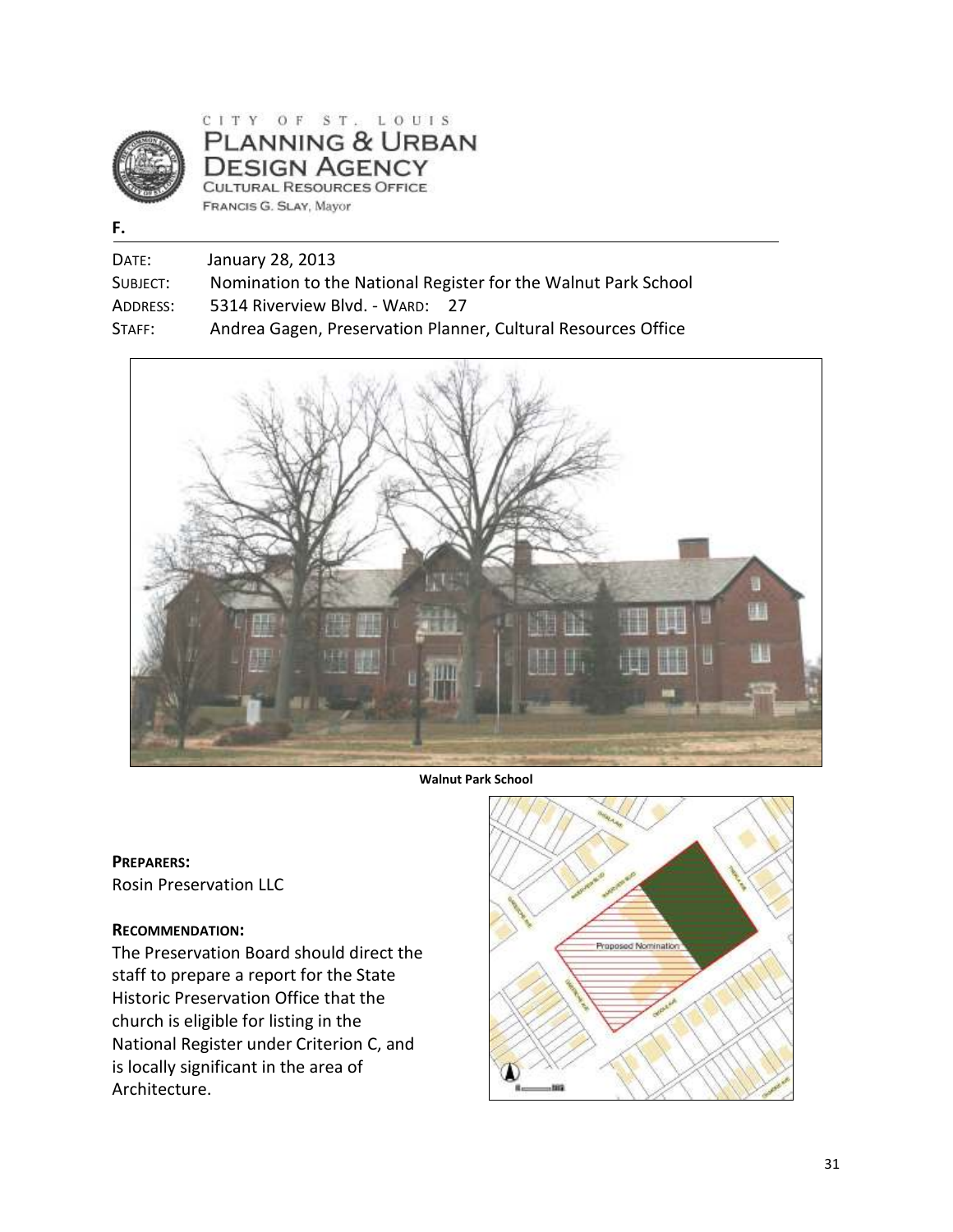CITY OF ST. LOUIS
PLANNING & URBAN DESIGN AGENCY
CULTURAL RESOURCES OFFICE
FRANCIS G. SLAY, Mayor

**F.**

DATE: January 28, 2013
SUBJECT: Nomination to the National Register for the Walnut Park School
ADDRESS: 5314 Riverview Blvd. - WARD: 27
STAFF: Andrea Gagen, Preservation Planner, Cultural Resources Office

**Walnut Park School**

**PREPARERS:**
Rosin Preservation LLC

**RECOMMENDATION:**
The Preservation Board should direct the staff to prepare a report for the State Historic Preservation Office that the church is eligible for listing in the National Register under Criterion C, and is locally significant in the area of Architecture.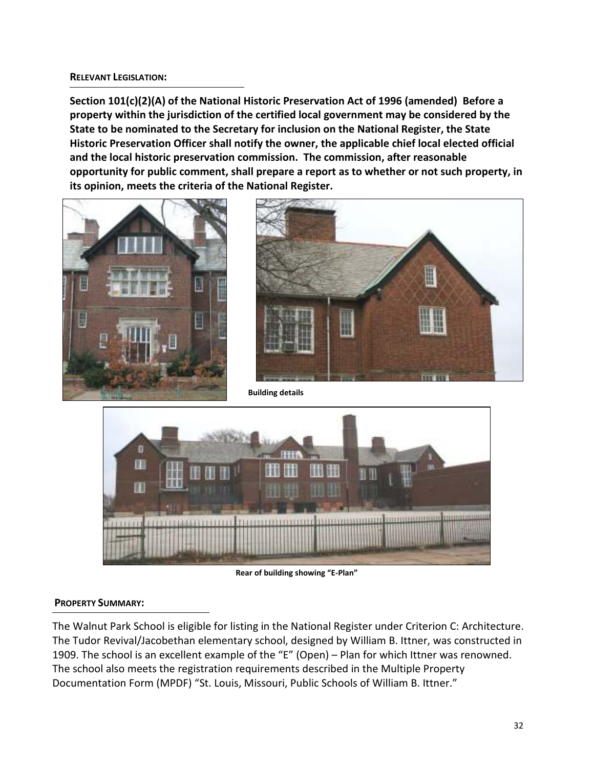**RELEVANT LEGISLATION:**

**Section 101(c)(2)(A) of the National Historic Preservation Act of 1996 (amended) Before a property within the jurisdiction of the certified local government may be considered by the State to be nominated to the Secretary for inclusion on the National Register, the State Historic Preservation Officer shall notify the owner, the applicable chief local elected official and the local historic preservation commission. The commission, after reasonable opportunity for public comment, shall prepare a report as to whether or not such property, in its opinion, meets the criteria of the National Register.**

**Building details**

**Rear of building showing "E-Plan"**

**PROPERTY SUMMARY:**

The Walnut Park School is eligible for listing in the National Register under Criterion C: Architecture. The Tudor Revival/Jacobethan elementary school, designed by William B. Ittner, was constructed in 1909. The school is an excellent example of the "E" (Open) – Plan for which Ittner was renowned. The school also meets the registration requirements described in the Multiple Property Documentation Form (MPDF) "St. Louis, Missouri, Public Schools of William B. Ittner."